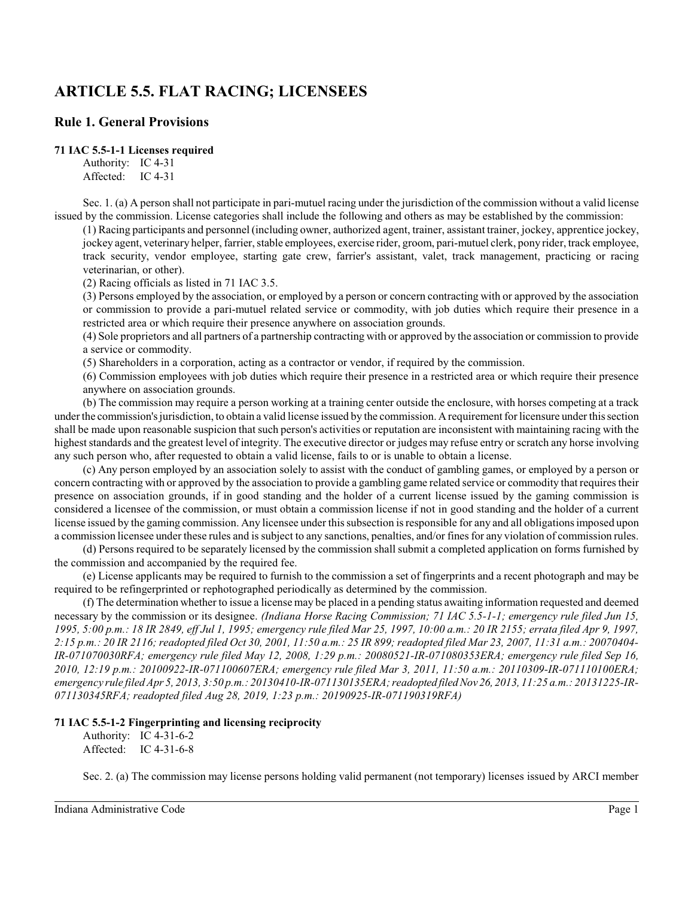# ARTICLE 5.5. FLAT RACING; LICENSEES

## Rule 1. General Provisions

### 71 IAC 5.5-1-1 Licenses required

Authority: IC 4-31
Affected: IC 4-31

Sec. 1. (a) A person shall not participate in pari-mutuel racing under the jurisdiction of the commission without a valid license issued by the commission. License categories shall include the following and others as may be established by the commission:

(1) Racing participants and personnel (including owner, authorized agent, trainer, assistant trainer, jockey, apprentice jockey, jockey agent, veterinary helper, farrier, stable employees, exercise rider, groom, pari-mutuel clerk, pony rider, track employee, track security, vendor employee, starting gate crew, farrier's assistant, valet, track management, practicing or racing veterinarian, or other).

(2) Racing officials as listed in 71 IAC 3.5.

(3) Persons employed by the association, or employed by a person or concern contracting with or approved by the association or commission to provide a pari-mutuel related service or commodity, with job duties which require their presence in a restricted area or which require their presence anywhere on association grounds.

(4) Sole proprietors and all partners of a partnership contracting with or approved by the association or commission to provide a service or commodity.

(5) Shareholders in a corporation, acting as a contractor or vendor, if required by the commission.

(6) Commission employees with job duties which require their presence in a restricted area or which require their presence anywhere on association grounds.

(b) The commission may require a person working at a training center outside the enclosure, with horses competing at a track under the commission's jurisdiction, to obtain a valid license issued by the commission. A requirement for licensure under this section shall be made upon reasonable suspicion that such person's activities or reputation are inconsistent with maintaining racing with the highest standards and the greatest level of integrity. The executive director or judges may refuse entry or scratch any horse involving any such person who, after requested to obtain a valid license, fails to or is unable to obtain a license.

(c) Any person employed by an association solely to assist with the conduct of gambling games, or employed by a person or concern contracting with or approved by the association to provide a gambling game related service or commodity that requires their presence on association grounds, if in good standing and the holder of a current license issued by the gaming commission is considered a licensee of the commission, or must obtain a commission license if not in good standing and the holder of a current license issued by the gaming commission. Any licensee under this subsection is responsible for any and all obligations imposed upon a commission licensee under these rules and is subject to any sanctions, penalties, and/or fines for any violation of commission rules.

(d) Persons required to be separately licensed by the commission shall submit a completed application on forms furnished by the commission and accompanied by the required fee.

(e) License applicants may be required to furnish to the commission a set of fingerprints and a recent photograph and may be required to be refingerprinted or rephotographed periodically as determined by the commission.

(f) The determination whether to issue a license may be placed in a pending status awaiting information requested and deemed necessary by the commission or its designee. *(Indiana Horse Racing Commission; 71 IAC 5.5-1-1; emergency rule filed Jun 15, 1995, 5:00 p.m.: 18 IR 2849, eff Jul 1, 1995; emergency rule filed Mar 25, 1997, 10:00 a.m.: 20 IR 2155; errata filed Apr 9, 1997, 2:15 p.m.: 20 IR 2116; readopted filed Oct 30, 2001, 11:50 a.m.: 25 IR 899; readopted filed Mar 23, 2007, 11:31 a.m.: 20070404-IR-071070030RFA; emergency rule filed May 12, 2008, 1:29 p.m.: 20080521-IR-071080353ERA; emergency rule filed Sep 16, 2010, 12:19 p.m.: 20100922-IR-071100607ERA; emergency rule filed Mar 3, 2011, 11:50 a.m.: 20110309-IR-071110100ERA; emergency rule filed Apr 5, 2013, 3:50 p.m.: 20130410-IR-071130135ERA; readopted filed Nov 26, 2013, 11:25 a.m.: 20131225-IR-071130345RFA; readopted filed Aug 28, 2019, 1:23 p.m.: 20190925-IR-071190319RFA)*

### 71 IAC 5.5-1-2 Fingerprinting and licensing reciprocity

Authority: IC 4-31-6-2
Affected: IC 4-31-6-8

Sec. 2. (a) The commission may license persons holding valid permanent (not temporary) licenses issued by ARCI member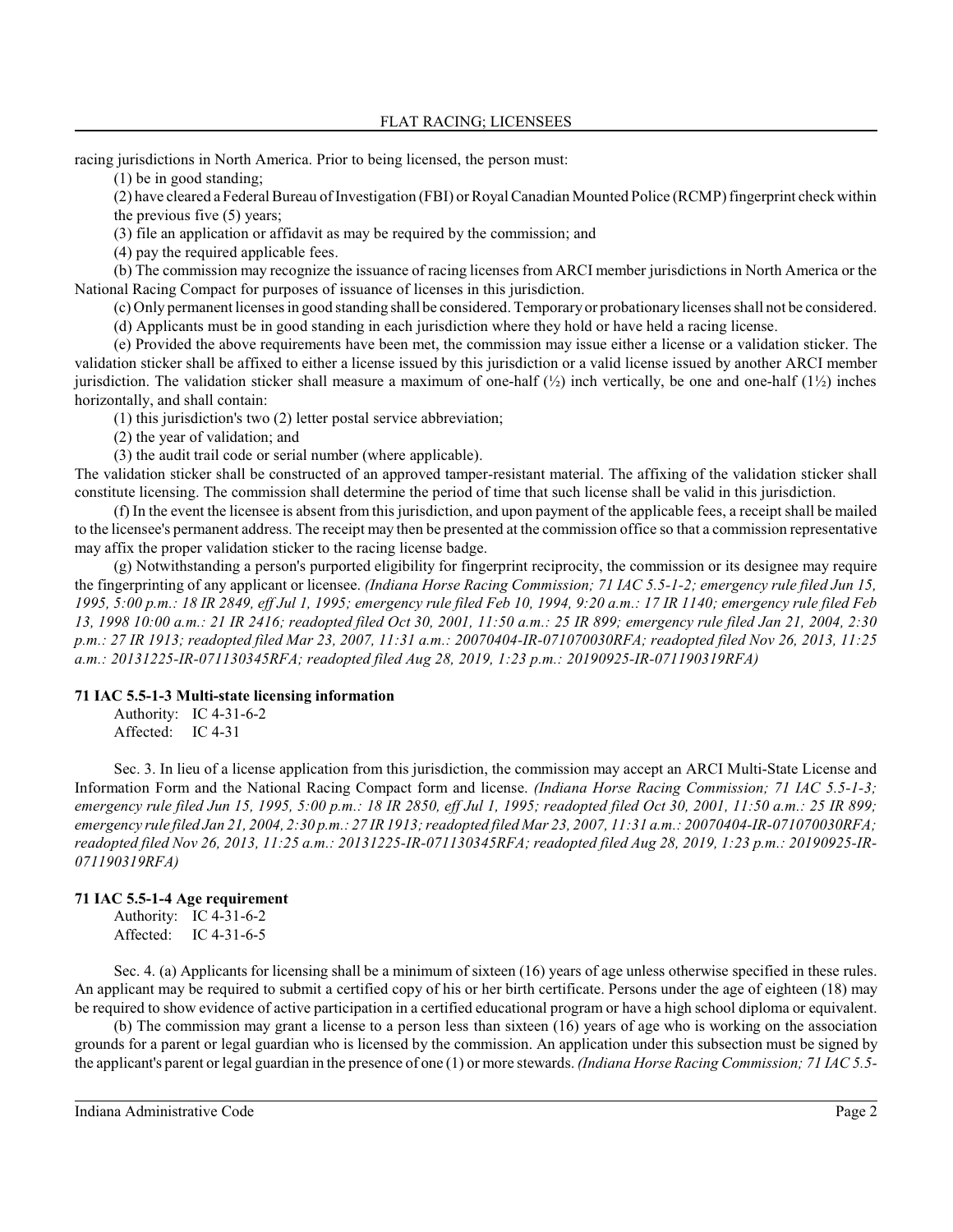racing jurisdictions in North America. Prior to being licensed, the person must:

(1) be in good standing;

(2) have cleared a Federal Bureau of Investigation (FBI) or Royal Canadian Mounted Police (RCMP) fingerprint check within the previous five (5) years;

(3) file an application or affidavit as may be required by the commission; and

(4) pay the required applicable fees.

(b) The commission may recognize the issuance of racing licenses from ARCI member jurisdictions in North America or the National Racing Compact for purposes of issuance of licenses in this jurisdiction.

(c) Only permanent licenses in good standing shall be considered. Temporary or probationary licenses shall not be considered.

(d) Applicants must be in good standing in each jurisdiction where they hold or have held a racing license.

(e) Provided the above requirements have been met, the commission may issue either a license or a validation sticker. The validation sticker shall be affixed to either a license issued by this jurisdiction or a valid license issued by another ARCI member jurisdiction. The validation sticker shall measure a maximum of one-half (½) inch vertically, be one and one-half (1½) inches horizontally, and shall contain:

(1) this jurisdiction's two (2) letter postal service abbreviation;

(2) the year of validation; and

(3) the audit trail code or serial number (where applicable).

The validation sticker shall be constructed of an approved tamper-resistant material. The affixing of the validation sticker shall constitute licensing. The commission shall determine the period of time that such license shall be valid in this jurisdiction.

(f) In the event the licensee is absent from this jurisdiction, and upon payment of the applicable fees, a receipt shall be mailed to the licensee's permanent address. The receipt may then be presented at the commission office so that a commission representative may affix the proper validation sticker to the racing license badge.

(g) Notwithstanding a person's purported eligibility for fingerprint reciprocity, the commission or its designee may require the fingerprinting of any applicant or licensee. *(Indiana Horse Racing Commission; 71 IAC 5.5-1-2; emergency rule filed Jun 15, 1995, 5:00 p.m.: 18 IR 2849, eff Jul 1, 1995; emergency rule filed Feb 10, 1994, 9:20 a.m.: 17 IR 1140; emergency rule filed Feb 13, 1998 10:00 a.m.: 21 IR 2416; readopted filed Oct 30, 2001, 11:50 a.m.: 25 IR 899; emergency rule filed Jan 21, 2004, 2:30 p.m.: 27 IR 1913; readopted filed Mar 23, 2007, 11:31 a.m.: 20070404-IR-071070030RFA; readopted filed Nov 26, 2013, 11:25 a.m.: 20131225-IR-071130345RFA; readopted filed Aug 28, 2019, 1:23 p.m.: 20190925-IR-071190319RFA)*

**71 IAC 5.5-1-3 Multi-state licensing information**

Authority: IC 4-31-6-2
Affected: IC 4-31

Sec. 3. In lieu of a license application from this jurisdiction, the commission may accept an ARCI Multi-State License and Information Form and the National Racing Compact form and license. *(Indiana Horse Racing Commission; 71 IAC 5.5-1-3; emergency rule filed Jun 15, 1995, 5:00 p.m.: 18 IR 2850, eff Jul 1, 1995; readopted filed Oct 30, 2001, 11:50 a.m.: 25 IR 899; emergency rule filed Jan 21, 2004, 2:30 p.m.: 27 IR 1913; readopted filed Mar 23, 2007, 11:31 a.m.: 20070404-IR-071070030RFA; readopted filed Nov 26, 2013, 11:25 a.m.: 20131225-IR-071130345RFA; readopted filed Aug 28, 2019, 1:23 p.m.: 20190925-IR-071190319RFA)*

**71 IAC 5.5-1-4 Age requirement**

Authority: IC 4-31-6-2
Affected: IC 4-31-6-5

Sec. 4. (a) Applicants for licensing shall be a minimum of sixteen (16) years of age unless otherwise specified in these rules. An applicant may be required to submit a certified copy of his or her birth certificate. Persons under the age of eighteen (18) may be required to show evidence of active participation in a certified educational program or have a high school diploma or equivalent.

(b) The commission may grant a license to a person less than sixteen (16) years of age who is working on the association grounds for a parent or legal guardian who is licensed by the commission. An application under this subsection must be signed by the applicant's parent or legal guardian in the presence of one (1) or more stewards. *(Indiana Horse Racing Commission; 71 IAC 5.5-*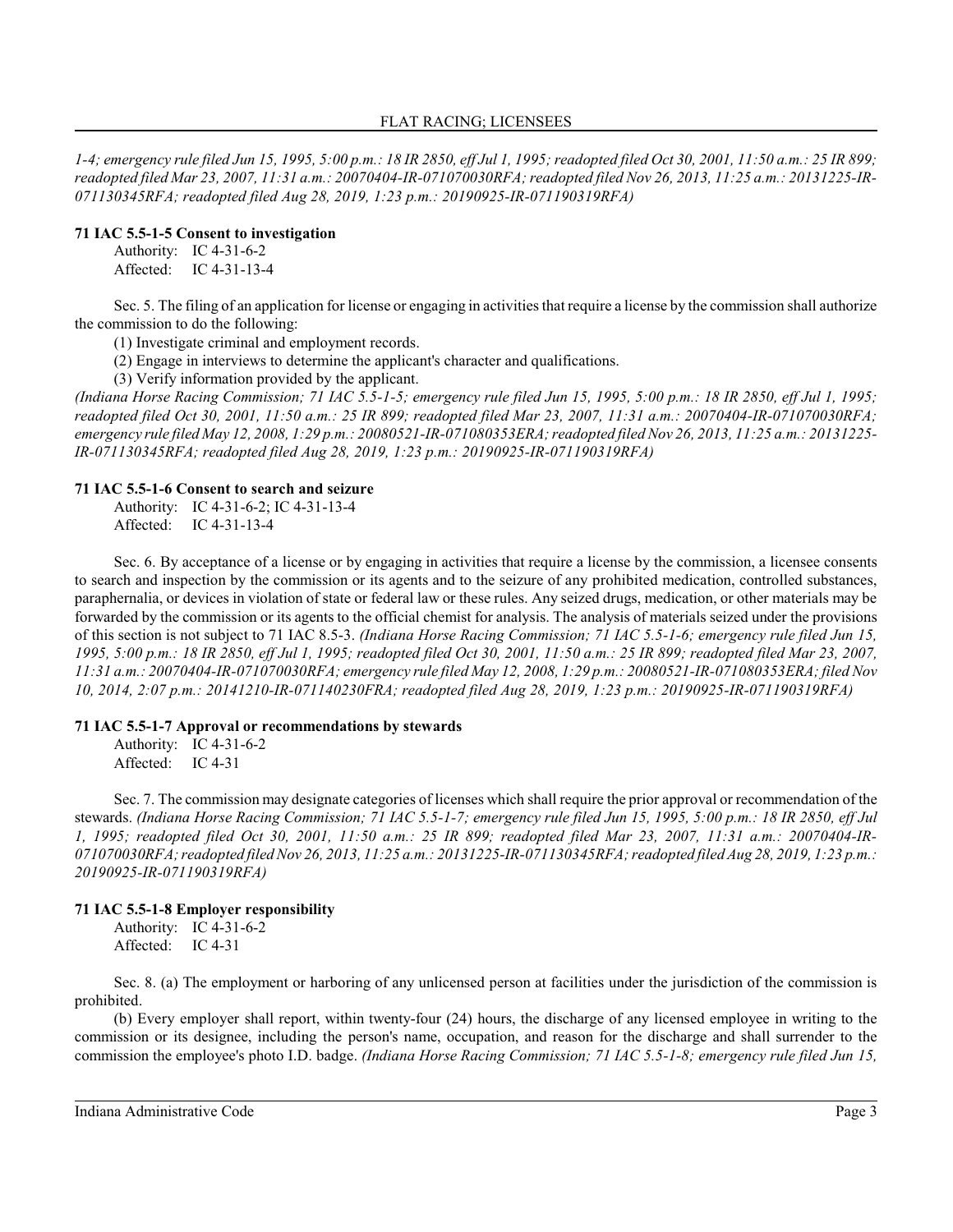*1-4; emergency rule filed Jun 15, 1995, 5:00 p.m.: 18 IR 2850, eff Jul 1, 1995; readopted filed Oct 30, 2001, 11:50 a.m.: 25 IR 899; readopted filed Mar 23, 2007, 11:31 a.m.: 20070404-IR-071070030RFA; readopted filed Nov 26, 2013, 11:25 a.m.: 20131225-IR-071130345RFA; readopted filed Aug 28, 2019, 1:23 p.m.: 20190925-IR-071190319RFA)*

**71 IAC 5.5-1-5 Consent to investigation**

Authority: IC 4-31-6-2
Affected: IC 4-31-13-4

Sec. 5. The filing of an application for license or engaging in activities that require a license by the commission shall authorize the commission to do the following:

(1) Investigate criminal and employment records.
(2) Engage in interviews to determine the applicant's character and qualifications.
(3) Verify information provided by the applicant.

*(Indiana Horse Racing Commission; 71 IAC 5.5-1-5; emergency rule filed Jun 15, 1995, 5:00 p.m.: 18 IR 2850, eff Jul 1, 1995; readopted filed Oct 30, 2001, 11:50 a.m.: 25 IR 899; readopted filed Mar 23, 2007, 11:31 a.m.: 20070404-IR-071070030RFA; emergency rule filed May 12, 2008, 1:29 p.m.: 20080521-IR-071080353ERA; readopted filed Nov 26, 2013, 11:25 a.m.: 20131225-IR-071130345RFA; readopted filed Aug 28, 2019, 1:23 p.m.: 20190925-IR-071190319RFA)*

**71 IAC 5.5-1-6 Consent to search and seizure**

Authority: IC 4-31-6-2; IC 4-31-13-4
Affected: IC 4-31-13-4

Sec. 6. By acceptance of a license or by engaging in activities that require a license by the commission, a licensee consents to search and inspection by the commission or its agents and to the seizure of any prohibited medication, controlled substances, paraphernalia, or devices in violation of state or federal law or these rules. Any seized drugs, medication, or other materials may be forwarded by the commission or its agents to the official chemist for analysis. The analysis of materials seized under the provisions of this section is not subject to 71 IAC 8.5-3. *(Indiana Horse Racing Commission; 71 IAC 5.5-1-6; emergency rule filed Jun 15, 1995, 5:00 p.m.: 18 IR 2850, eff Jul 1, 1995; readopted filed Oct 30, 2001, 11:50 a.m.: 25 IR 899; readopted filed Mar 23, 2007, 11:31 a.m.: 20070404-IR-071070030RFA; emergency rule filed May 12, 2008, 1:29 p.m.: 20080521-IR-071080353ERA; filed Nov 10, 2014, 2:07 p.m.: 20141210-IR-071140230FRA; readopted filed Aug 28, 2019, 1:23 p.m.: 20190925-IR-071190319RFA)*

**71 IAC 5.5-1-7 Approval or recommendations by stewards**

Authority: IC 4-31-6-2
Affected: IC 4-31

Sec. 7. The commission may designate categories of licenses which shall require the prior approval or recommendation of the stewards. *(Indiana Horse Racing Commission; 71 IAC 5.5-1-7; emergency rule filed Jun 15, 1995, 5:00 p.m.: 18 IR 2850, eff Jul 1, 1995; readopted filed Oct 30, 2001, 11:50 a.m.: 25 IR 899; readopted filed Mar 23, 2007, 11:31 a.m.: 20070404-IR-071070030RFA; readopted filed Nov 26, 2013, 11:25 a.m.: 20131225-IR-071130345RFA; readopted filed Aug 28, 2019, 1:23 p.m.: 20190925-IR-071190319RFA)*

**71 IAC 5.5-1-8 Employer responsibility**

Authority: IC 4-31-6-2
Affected: IC 4-31

Sec. 8. (a) The employment or harboring of any unlicensed person at facilities under the jurisdiction of the commission is prohibited.

(b) Every employer shall report, within twenty-four (24) hours, the discharge of any licensed employee in writing to the commission or its designee, including the person's name, occupation, and reason for the discharge and shall surrender to the commission the employee's photo I.D. badge. *(Indiana Horse Racing Commission; 71 IAC 5.5-1-8; emergency rule filed Jun 15,*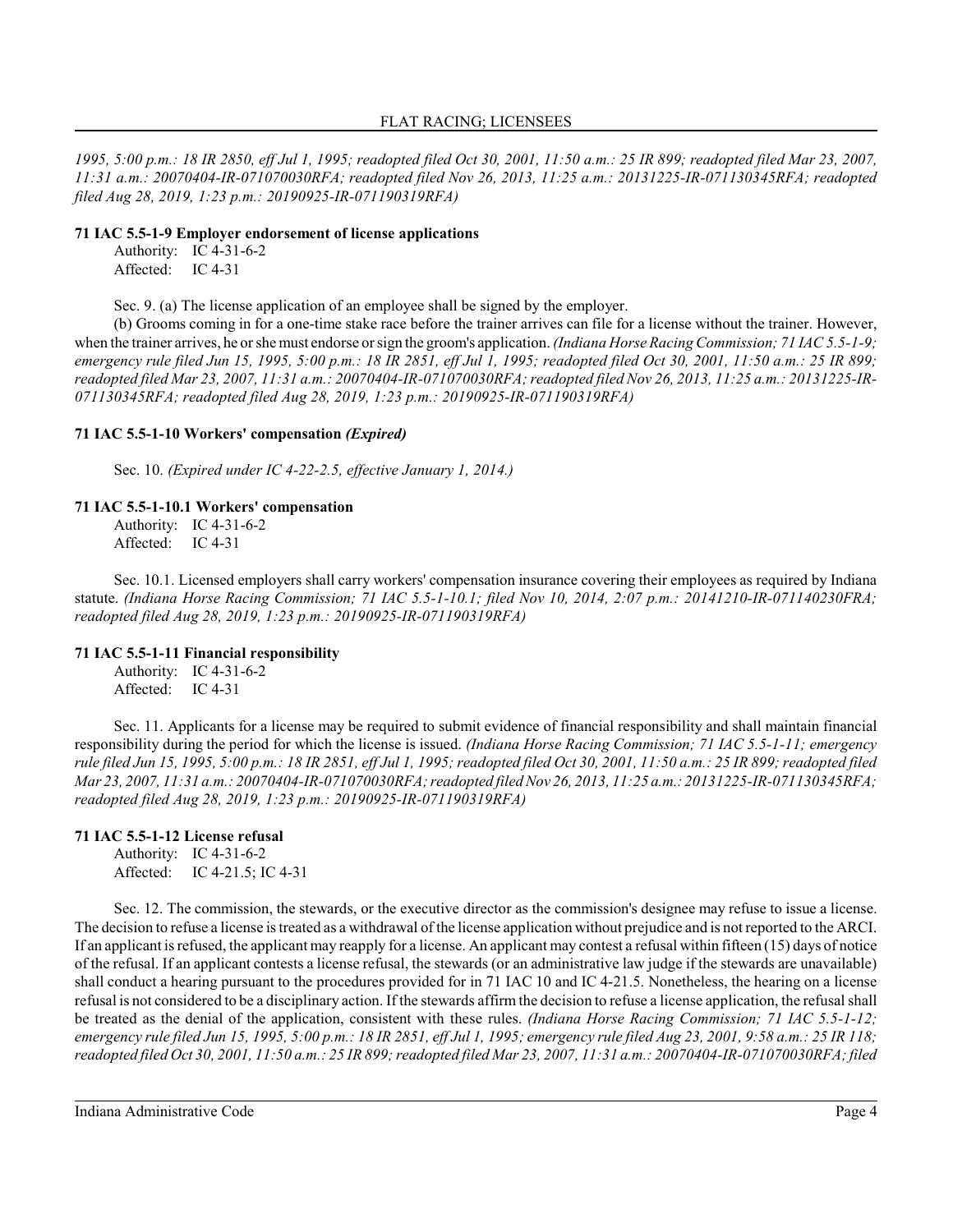*1995, 5:00 p.m.: 18 IR 2850, eff Jul 1, 1995; readopted filed Oct 30, 2001, 11:50 a.m.: 25 IR 899; readopted filed Mar 23, 2007, 11:31 a.m.: 20070404-IR-071070030RFA; readopted filed Nov 26, 2013, 11:25 a.m.: 20131225-IR-071130345RFA; readopted filed Aug 28, 2019, 1:23 p.m.: 20190925-IR-071190319RFA)*

**71 IAC 5.5-1-9 Employer endorsement of license applications**

Authority: IC 4-31-6-2
Affected: IC 4-31

Sec. 9. (a) The license application of an employee shall be signed by the employer.

(b) Grooms coming in for a one-time stake race before the trainer arrives can file for a license without the trainer. However, when the trainer arrives, he or she must endorse or sign the groom's application. *(Indiana Horse Racing Commission; 71 IAC 5.5-1-9; emergency rule filed Jun 15, 1995, 5:00 p.m.: 18 IR 2851, eff Jul 1, 1995; readopted filed Oct 30, 2001, 11:50 a.m.: 25 IR 899; readopted filed Mar 23, 2007, 11:31 a.m.: 20070404-IR-071070030RFA; readopted filed Nov 26, 2013, 11:25 a.m.: 20131225-IR-071130345RFA; readopted filed Aug 28, 2019, 1:23 p.m.: 20190925-IR-071190319RFA)*

**71 IAC 5.5-1-10 Workers' compensation *(Expired)***

Sec. 10. *(Expired under IC 4-22-2.5, effective January 1, 2014.)*

**71 IAC 5.5-1-10.1 Workers' compensation**

Authority: IC 4-31-6-2
Affected: IC 4-31

Sec. 10.1. Licensed employers shall carry workers' compensation insurance covering their employees as required by Indiana statute. *(Indiana Horse Racing Commission; 71 IAC 5.5-1-10.1; filed Nov 10, 2014, 2:07 p.m.: 20141210-IR-071140230FRA; readopted filed Aug 28, 2019, 1:23 p.m.: 20190925-IR-071190319RFA)*

**71 IAC 5.5-1-11 Financial responsibility**

Authority: IC 4-31-6-2
Affected: IC 4-31

Sec. 11. Applicants for a license may be required to submit evidence of financial responsibility and shall maintain financial responsibility during the period for which the license is issued. *(Indiana Horse Racing Commission; 71 IAC 5.5-1-11; emergency rule filed Jun 15, 1995, 5:00 p.m.: 18 IR 2851, eff Jul 1, 1995; readopted filed Oct 30, 2001, 11:50 a.m.: 25 IR 899; readopted filed Mar 23, 2007, 11:31 a.m.: 20070404-IR-071070030RFA; readopted filed Nov 26, 2013, 11:25 a.m.: 20131225-IR-071130345RFA; readopted filed Aug 28, 2019, 1:23 p.m.: 20190925-IR-071190319RFA)*

**71 IAC 5.5-1-12 License refusal**

Authority: IC 4-31-6-2
Affected: IC 4-21.5; IC 4-31

Sec. 12. The commission, the stewards, or the executive director as the commission's designee may refuse to issue a license. The decision to refuse a license is treated as a withdrawal of the license application without prejudice and is not reported to the ARCI. If an applicant is refused, the applicant may reapply for a license. An applicant may contest a refusal within fifteen (15) days of notice of the refusal. If an applicant contests a license refusal, the stewards (or an administrative law judge if the stewards are unavailable) shall conduct a hearing pursuant to the procedures provided for in 71 IAC 10 and IC 4-21.5. Nonetheless, the hearing on a license refusal is not considered to be a disciplinary action. If the stewards affirm the decision to refuse a license application, the refusal shall be treated as the denial of the application, consistent with these rules. *(Indiana Horse Racing Commission; 71 IAC 5.5-1-12; emergency rule filed Jun 15, 1995, 5:00 p.m.: 18 IR 2851, eff Jul 1, 1995; emergency rule filed Aug 23, 2001, 9:58 a.m.: 25 IR 118; readopted filed Oct 30, 2001, 11:50 a.m.: 25 IR 899; readopted filed Mar 23, 2007, 11:31 a.m.: 20070404-IR-071070030RFA; filed*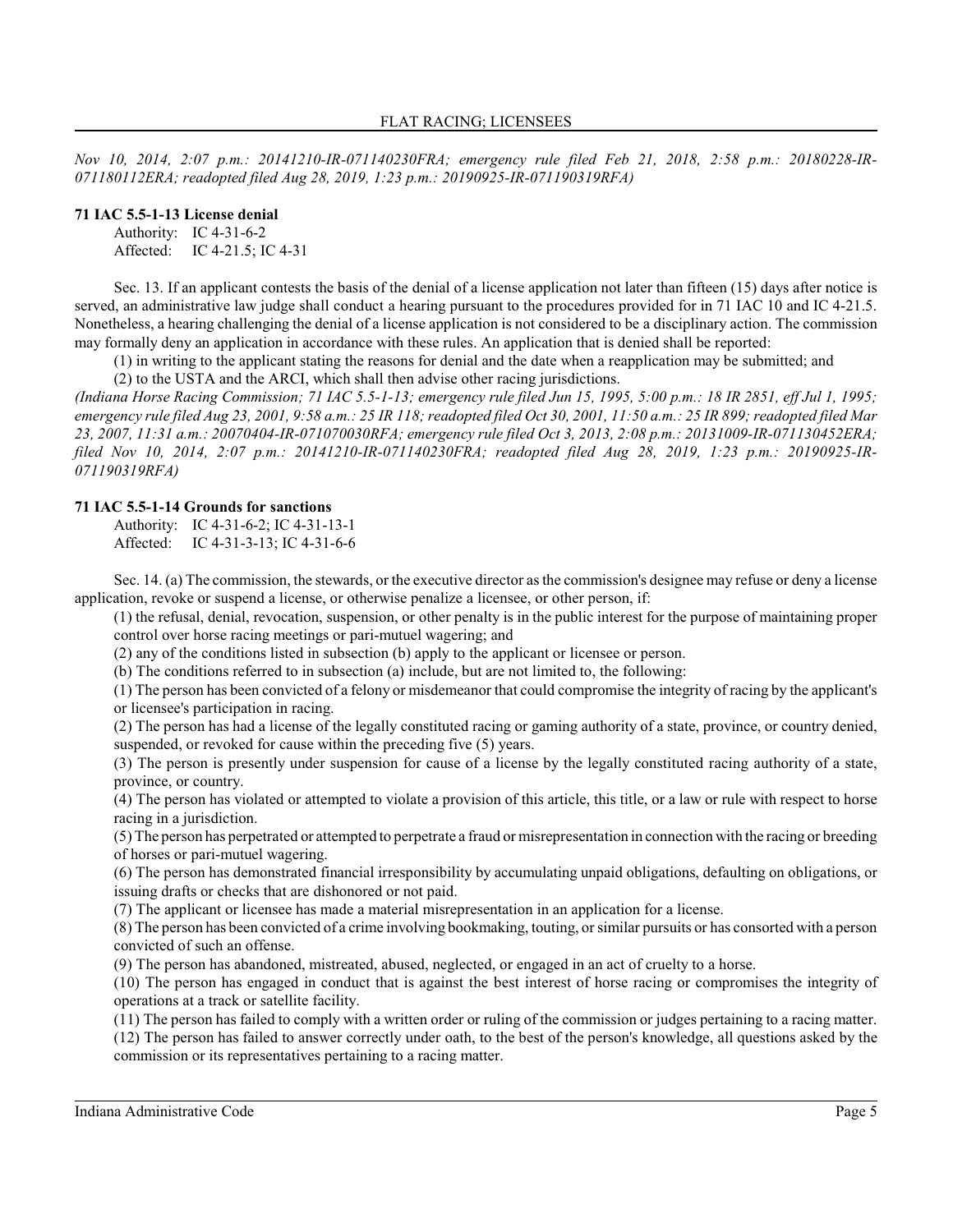*Nov 10, 2014, 2:07 p.m.: 20141210-IR-071140230FRA; emergency rule filed Feb 21, 2018, 2:58 p.m.: 20180228-IR-071180112ERA; readopted filed Aug 28, 2019, 1:23 p.m.: 20190925-IR-071190319RFA)*

### 71 IAC 5.5-1-13 License denial

Authority: IC 4-31-6-2
Affected: IC 4-21.5; IC 4-31

Sec. 13. If an applicant contests the basis of the denial of a license application not later than fifteen (15) days after notice is served, an administrative law judge shall conduct a hearing pursuant to the procedures provided for in 71 IAC 10 and IC 4-21.5. Nonetheless, a hearing challenging the denial of a license application is not considered to be a disciplinary action. The commission may formally deny an application in accordance with these rules. An application that is denied shall be reported:

(1) in writing to the applicant stating the reasons for denial and the date when a reapplication may be submitted; and

(2) to the USTA and the ARCI, which shall then advise other racing jurisdictions.

*(Indiana Horse Racing Commission; 71 IAC 5.5-1-13; emergency rule filed Jun 15, 1995, 5:00 p.m.: 18 IR 2851, eff Jul 1, 1995; emergency rule filed Aug 23, 2001, 9:58 a.m.: 25 IR 118; readopted filed Oct 30, 2001, 11:50 a.m.: 25 IR 899; readopted filed Mar 23, 2007, 11:31 a.m.: 20070404-IR-071070030RFA; emergency rule filed Oct 3, 2013, 2:08 p.m.: 20131009-IR-071130452ERA; filed Nov 10, 2014, 2:07 p.m.: 20141210-IR-071140230FRA; readopted filed Aug 28, 2019, 1:23 p.m.: 20190925-IR-071190319RFA)*

### 71 IAC 5.5-1-14 Grounds for sanctions

Authority: IC 4-31-6-2; IC 4-31-13-1
Affected: IC 4-31-3-13; IC 4-31-6-6

Sec. 14. (a) The commission, the stewards, or the executive director as the commission's designee may refuse or deny a license application, revoke or suspend a license, or otherwise penalize a licensee, or other person, if:

(1) the refusal, denial, revocation, suspension, or other penalty is in the public interest for the purpose of maintaining proper control over horse racing meetings or pari-mutuel wagering; and

(2) any of the conditions listed in subsection (b) apply to the applicant or licensee or person.

(b) The conditions referred to in subsection (a) include, but are not limited to, the following:

(1) The person has been convicted of a felony or misdemeanor that could compromise the integrity of racing by the applicant's or licensee's participation in racing.

(2) The person has had a license of the legally constituted racing or gaming authority of a state, province, or country denied, suspended, or revoked for cause within the preceding five (5) years.

(3) The person is presently under suspension for cause of a license by the legally constituted racing authority of a state, province, or country.

(4) The person has violated or attempted to violate a provision of this article, this title, or a law or rule with respect to horse racing in a jurisdiction.

(5) The person has perpetrated or attempted to perpetrate a fraud or misrepresentation in connection with the racing or breeding of horses or pari-mutuel wagering.

(6) The person has demonstrated financial irresponsibility by accumulating unpaid obligations, defaulting on obligations, or issuing drafts or checks that are dishonored or not paid.

(7) The applicant or licensee has made a material misrepresentation in an application for a license.

(8) The person has been convicted of a crime involving bookmaking, touting, or similar pursuits or has consorted with a person convicted of such an offense.

(9) The person has abandoned, mistreated, abused, neglected, or engaged in an act of cruelty to a horse.

(10) The person has engaged in conduct that is against the best interest of horse racing or compromises the integrity of operations at a track or satellite facility.

(11) The person has failed to comply with a written order or ruling of the commission or judges pertaining to a racing matter.

(12) The person has failed to answer correctly under oath, to the best of the person's knowledge, all questions asked by the commission or its representatives pertaining to a racing matter.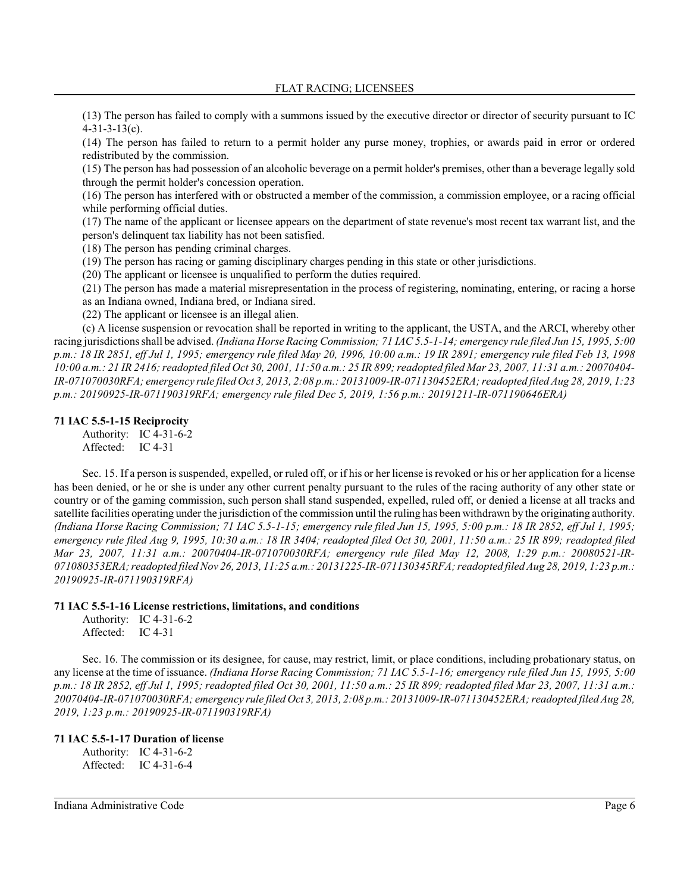(13) The person has failed to comply with a summons issued by the executive director or director of security pursuant to IC 4-31-3-13(c).

(14) The person has failed to return to a permit holder any purse money, trophies, or awards paid in error or ordered redistributed by the commission.

(15) The person has had possession of an alcoholic beverage on a permit holder's premises, other than a beverage legally sold through the permit holder's concession operation.

(16) The person has interfered with or obstructed a member of the commission, a commission employee, or a racing official while performing official duties.

(17) The name of the applicant or licensee appears on the department of state revenue's most recent tax warrant list, and the person's delinquent tax liability has not been satisfied.

(18) The person has pending criminal charges.

(19) The person has racing or gaming disciplinary charges pending in this state or other jurisdictions.

(20) The applicant or licensee is unqualified to perform the duties required.

(21) The person has made a material misrepresentation in the process of registering, nominating, entering, or racing a horse as an Indiana owned, Indiana bred, or Indiana sired.

(22) The applicant or licensee is an illegal alien.

(c) A license suspension or revocation shall be reported in writing to the applicant, the USTA, and the ARCI, whereby other racing jurisdictions shall be advised. *(Indiana Horse Racing Commission; 71 IAC 5.5-1-14; emergency rule filed Jun 15, 1995, 5:00 p.m.: 18 IR 2851, eff Jul 1, 1995; emergency rule filed May 20, 1996, 10:00 a.m.: 19 IR 2891; emergency rule filed Feb 13, 1998 10:00 a.m.: 21 IR 2416; readopted filed Oct 30, 2001, 11:50 a.m.: 25 IR 899; readopted filed Mar 23, 2007, 11:31 a.m.: 20070404-IR-071070030RFA; emergency rule filed Oct 3, 2013, 2:08 p.m.: 20131009-IR-071130452ERA; readopted filed Aug 28, 2019, 1:23 p.m.: 20190925-IR-071190319RFA; emergency rule filed Dec 5, 2019, 1:56 p.m.: 20191211-IR-071190646ERA)*

**71 IAC 5.5-1-15 Reciprocity**

Authority: IC 4-31-6-2
Affected: IC 4-31

Sec. 15. If a person is suspended, expelled, or ruled off, or if his or her license is revoked or his or her application for a license has been denied, or he or she is under any other current penalty pursuant to the rules of the racing authority of any other state or country or of the gaming commission, such person shall stand suspended, expelled, ruled off, or denied a license at all tracks and satellite facilities operating under the jurisdiction of the commission until the ruling has been withdrawn by the originating authority. *(Indiana Horse Racing Commission; 71 IAC 5.5-1-15; emergency rule filed Jun 15, 1995, 5:00 p.m.: 18 IR 2852, eff Jul 1, 1995; emergency rule filed Aug 9, 1995, 10:30 a.m.: 18 IR 3404; readopted filed Oct 30, 2001, 11:50 a.m.: 25 IR 899; readopted filed Mar 23, 2007, 11:31 a.m.: 20070404-IR-071070030RFA; emergency rule filed May 12, 2008, 1:29 p.m.: 20080521-IR-071080353ERA; readopted filed Nov 26, 2013, 11:25 a.m.: 20131225-IR-071130345RFA; readopted filed Aug 28, 2019, 1:23 p.m.: 20190925-IR-071190319RFA)*

**71 IAC 5.5-1-16 License restrictions, limitations, and conditions**

Authority: IC 4-31-6-2
Affected: IC 4-31

Sec. 16. The commission or its designee, for cause, may restrict, limit, or place conditions, including probationary status, on any license at the time of issuance. *(Indiana Horse Racing Commission; 71 IAC 5.5-1-16; emergency rule filed Jun 15, 1995, 5:00 p.m.: 18 IR 2852, eff Jul 1, 1995; readopted filed Oct 30, 2001, 11:50 a.m.: 25 IR 899; readopted filed Mar 23, 2007, 11:31 a.m.: 20070404-IR-071070030RFA; emergency rule filed Oct 3, 2013, 2:08 p.m.: 20131009-IR-071130452ERA; readopted filed Aug 28, 2019, 1:23 p.m.: 20190925-IR-071190319RFA)*

**71 IAC 5.5-1-17 Duration of license**

Authority: IC 4-31-6-2
Affected: IC 4-31-6-4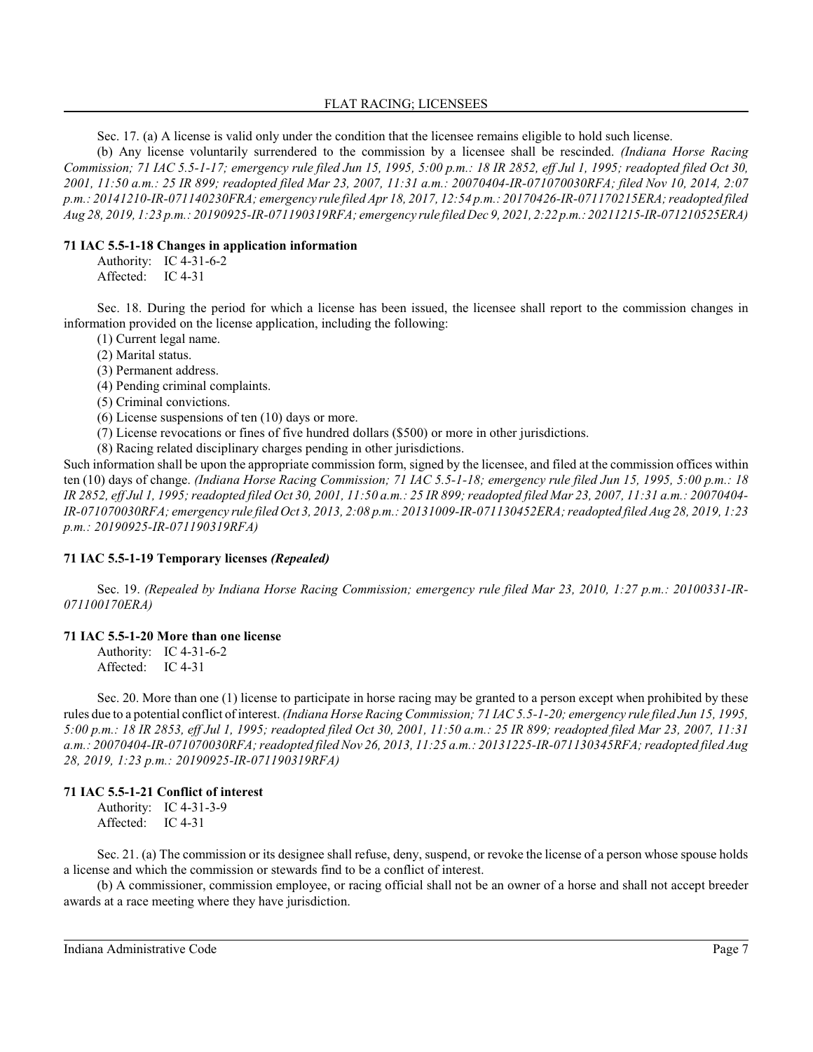Sec. 17. (a) A license is valid only under the condition that the licensee remains eligible to hold such license.

(b) Any license voluntarily surrendered to the commission by a licensee shall be rescinded. *(Indiana Horse Racing Commission; 71 IAC 5.5-1-17; emergency rule filed Jun 15, 1995, 5:00 p.m.: 18 IR 2852, eff Jul 1, 1995; readopted filed Oct 30, 2001, 11:50 a.m.: 25 IR 899; readopted filed Mar 23, 2007, 11:31 a.m.: 20070404-IR-071070030RFA; filed Nov 10, 2014, 2:07 p.m.: 20141210-IR-071140230FRA; emergency rule filed Apr 18, 2017, 12:54 p.m.: 20170426-IR-071170215ERA; readopted filed Aug 28, 2019, 1:23 p.m.: 20190925-IR-071190319RFA; emergency rule filed Dec 9, 2021, 2:22 p.m.: 20211215-IR-071210525ERA)*

### 71 IAC 5.5-1-18 Changes in application information

Authority: IC 4-31-6-2
Affected: IC 4-31

Sec. 18. During the period for which a license has been issued, the licensee shall report to the commission changes in information provided on the license application, including the following:

(1) Current legal name.
(2) Marital status.
(3) Permanent address.
(4) Pending criminal complaints.
(5) Criminal convictions.
(6) License suspensions of ten (10) days or more.
(7) License revocations or fines of five hundred dollars ($500) or more in other jurisdictions.
(8) Racing related disciplinary charges pending in other jurisdictions.

Such information shall be upon the appropriate commission form, signed by the licensee, and filed at the commission offices within ten (10) days of change. *(Indiana Horse Racing Commission; 71 IAC 5.5-1-18; emergency rule filed Jun 15, 1995, 5:00 p.m.: 18 IR 2852, eff Jul 1, 1995; readopted filed Oct 30, 2001, 11:50 a.m.: 25 IR 899; readopted filed Mar 23, 2007, 11:31 a.m.: 20070404-IR-071070030RFA; emergency rule filed Oct 3, 2013, 2:08 p.m.: 20131009-IR-071130452ERA; readopted filed Aug 28, 2019, 1:23 p.m.: 20190925-IR-071190319RFA)*

### 71 IAC 5.5-1-19 Temporary licenses *(Repealed)*

Sec. 19. *(Repealed by Indiana Horse Racing Commission; emergency rule filed Mar 23, 2010, 1:27 p.m.: 20100331-IR-071100170ERA)*

### 71 IAC 5.5-1-20 More than one license

Authority: IC 4-31-6-2
Affected: IC 4-31

Sec. 20. More than one (1) license to participate in horse racing may be granted to a person except when prohibited by these rules due to a potential conflict of interest. *(Indiana Horse Racing Commission; 71 IAC 5.5-1-20; emergency rule filed Jun 15, 1995, 5:00 p.m.: 18 IR 2853, eff Jul 1, 1995; readopted filed Oct 30, 2001, 11:50 a.m.: 25 IR 899; readopted filed Mar 23, 2007, 11:31 a.m.: 20070404-IR-071070030RFA; readopted filed Nov 26, 2013, 11:25 a.m.: 20131225-IR-071130345RFA; readopted filed Aug 28, 2019, 1:23 p.m.: 20190925-IR-071190319RFA)*

### 71 IAC 5.5-1-21 Conflict of interest

Authority: IC 4-31-3-9
Affected: IC 4-31

Sec. 21. (a) The commission or its designee shall refuse, deny, suspend, or revoke the license of a person whose spouse holds a license and which the commission or stewards find to be a conflict of interest.

(b) A commissioner, commission employee, or racing official shall not be an owner of a horse and shall not accept breeder awards at a race meeting where they have jurisdiction.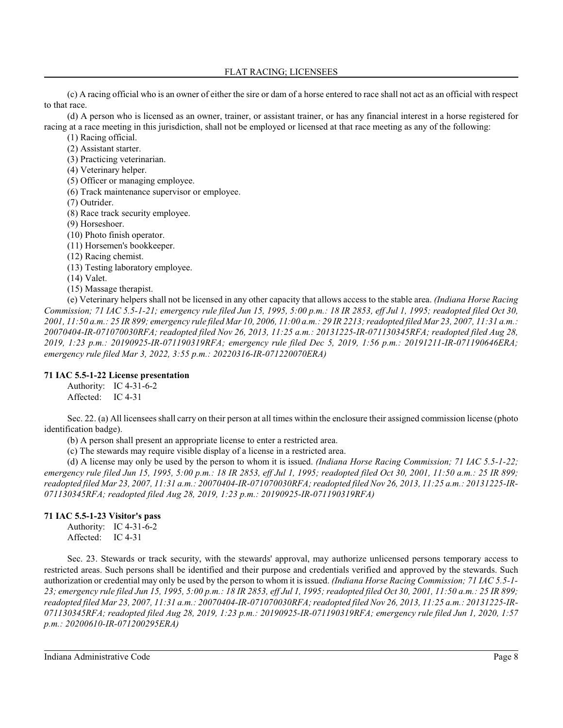(c) A racing official who is an owner of either the sire or dam of a horse entered to race shall not act as an official with respect to that race.

(d) A person who is licensed as an owner, trainer, or assistant trainer, or has any financial interest in a horse registered for racing at a race meeting in this jurisdiction, shall not be employed or licensed at that race meeting as any of the following:

(1) Racing official.

(2) Assistant starter.

(3) Practicing veterinarian.

(4) Veterinary helper.

(5) Officer or managing employee.

(6) Track maintenance supervisor or employee.

(7) Outrider.

(8) Race track security employee.

(9) Horseshoer.

(10) Photo finish operator.

(11) Horsemen's bookkeeper.

(12) Racing chemist.

(13) Testing laboratory employee.

(14) Valet.

(15) Massage therapist.

(e) Veterinary helpers shall not be licensed in any other capacity that allows access to the stable area. *(Indiana Horse Racing Commission; 71 IAC 5.5-1-21; emergency rule filed Jun 15, 1995, 5:00 p.m.: 18 IR 2853, eff Jul 1, 1995; readopted filed Oct 30, 2001, 11:50 a.m.: 25 IR 899; emergency rule filed Mar 10, 2006, 11:00 a.m.: 29 IR 2213; readopted filed Mar 23, 2007, 11:31 a.m.: 20070404-IR-071070030RFA; readopted filed Nov 26, 2013, 11:25 a.m.: 20131225-IR-071130345RFA; readopted filed Aug 28, 2019, 1:23 p.m.: 20190925-IR-071190319RFA; emergency rule filed Dec 5, 2019, 1:56 p.m.: 20191211-IR-071190646ERA; emergency rule filed Mar 3, 2022, 3:55 p.m.: 20220316-IR-071220070ERA)*

**71 IAC 5.5-1-22 License presentation**

Authority: IC 4-31-6-2
Affected: IC 4-31

Sec. 22. (a) All licensees shall carry on their person at all times within the enclosure their assigned commission license (photo identification badge).

(b) A person shall present an appropriate license to enter a restricted area.

(c) The stewards may require visible display of a license in a restricted area.

(d) A license may only be used by the person to whom it is issued. *(Indiana Horse Racing Commission; 71 IAC 5.5-1-22; emergency rule filed Jun 15, 1995, 5:00 p.m.: 18 IR 2853, eff Jul 1, 1995; readopted filed Oct 30, 2001, 11:50 a.m.: 25 IR 899; readopted filed Mar 23, 2007, 11:31 a.m.: 20070404-IR-071070030RFA; readopted filed Nov 26, 2013, 11:25 a.m.: 20131225-IR-071130345RFA; readopted filed Aug 28, 2019, 1:23 p.m.: 20190925-IR-071190319RFA)*

**71 IAC 5.5-1-23 Visitor's pass**

Authority: IC 4-31-6-2
Affected: IC 4-31

Sec. 23. Stewards or track security, with the stewards' approval, may authorize unlicensed persons temporary access to restricted areas. Such persons shall be identified and their purpose and credentials verified and approved by the stewards. Such authorization or credential may only be used by the person to whom it is issued. *(Indiana Horse Racing Commission; 71 IAC 5.5-1-23; emergency rule filed Jun 15, 1995, 5:00 p.m.: 18 IR 2853, eff Jul 1, 1995; readopted filed Oct 30, 2001, 11:50 a.m.: 25 IR 899; readopted filed Mar 23, 2007, 11:31 a.m.: 20070404-IR-071070030RFA; readopted filed Nov 26, 2013, 11:25 a.m.: 20131225-IR-071130345RFA; readopted filed Aug 28, 2019, 1:23 p.m.: 20190925-IR-071190319RFA; emergency rule filed Jun 1, 2020, 1:57 p.m.: 20200610-IR-071200295ERA)*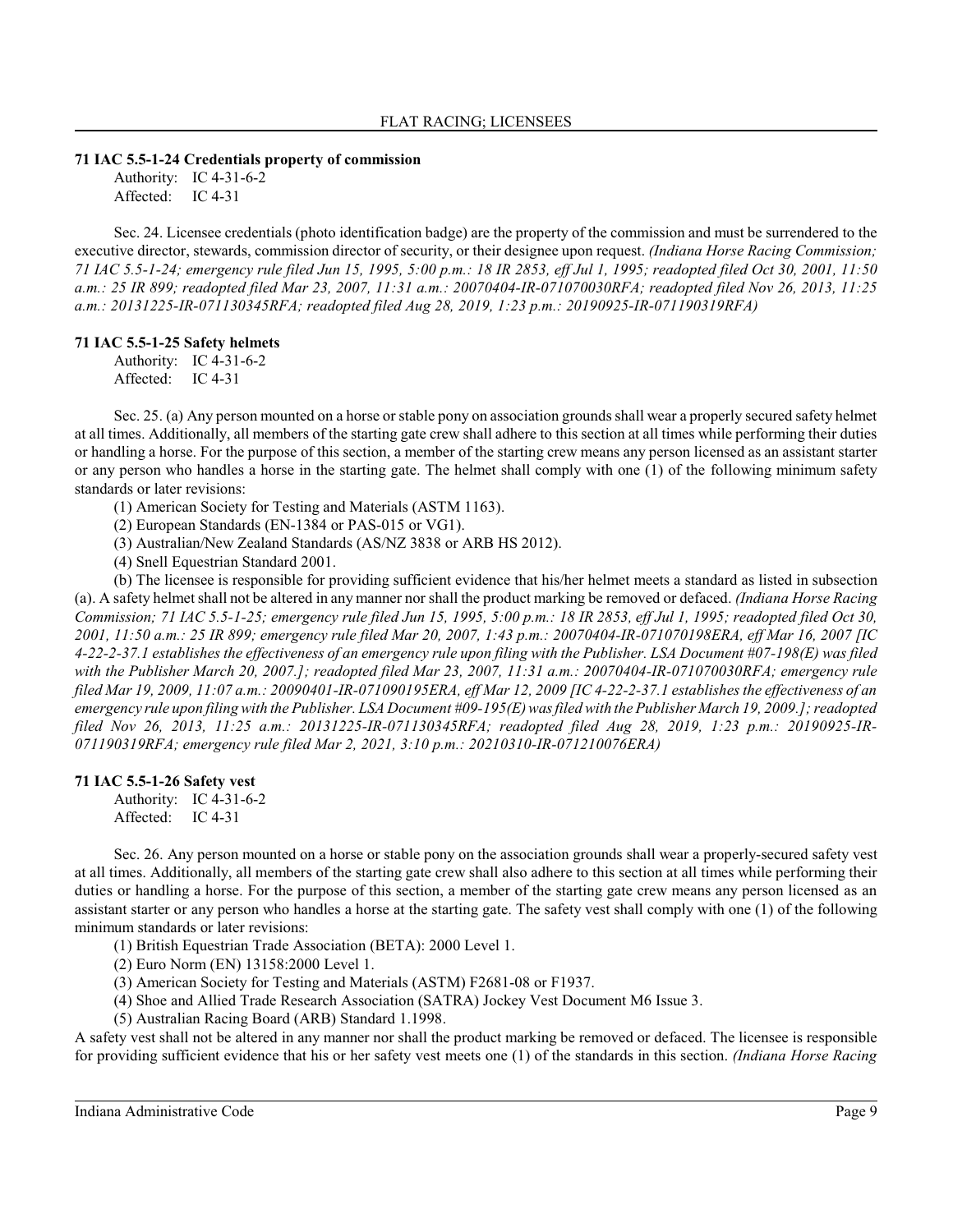### 71 IAC 5.5-1-24 Credentials property of commission

Authority: IC 4-31-6-2
Affected: IC 4-31

Sec. 24. Licensee credentials (photo identification badge) are the property of the commission and must be surrendered to the executive director, stewards, commission director of security, or their designee upon request. *(Indiana Horse Racing Commission; 71 IAC 5.5-1-24; emergency rule filed Jun 15, 1995, 5:00 p.m.: 18 IR 2853, eff Jul 1, 1995; readopted filed Oct 30, 2001, 11:50 a.m.: 25 IR 899; readopted filed Mar 23, 2007, 11:31 a.m.: 20070404-IR-071070030RFA; readopted filed Nov 26, 2013, 11:25 a.m.: 20131225-IR-071130345RFA; readopted filed Aug 28, 2019, 1:23 p.m.: 20190925-IR-071190319RFA)*

### 71 IAC 5.5-1-25 Safety helmets

Authority: IC 4-31-6-2
Affected: IC 4-31

Sec. 25. (a) Any person mounted on a horse or stable pony on association grounds shall wear a properly secured safety helmet at all times. Additionally, all members of the starting gate crew shall adhere to this section at all times while performing their duties or handling a horse. For the purpose of this section, a member of the starting crew means any person licensed as an assistant starter or any person who handles a horse in the starting gate. The helmet shall comply with one (1) of the following minimum safety standards or later revisions:

(1) American Society for Testing and Materials (ASTM 1163).
(2) European Standards (EN-1384 or PAS-015 or VG1).
(3) Australian/New Zealand Standards (AS/NZ 3838 or ARB HS 2012).
(4) Snell Equestrian Standard 2001.

(b) The licensee is responsible for providing sufficient evidence that his/her helmet meets a standard as listed in subsection (a). A safety helmet shall not be altered in any manner nor shall the product marking be removed or defaced. *(Indiana Horse Racing Commission; 71 IAC 5.5-1-25; emergency rule filed Jun 15, 1995, 5:00 p.m.: 18 IR 2853, eff Jul 1, 1995; readopted filed Oct 30, 2001, 11:50 a.m.: 25 IR 899; emergency rule filed Mar 20, 2007, 1:43 p.m.: 20070404-IR-071070198ERA, eff Mar 16, 2007 [IC 4-22-2-37.1 establishes the effectiveness of an emergency rule upon filing with the Publisher. LSA Document #07-198(E) was filed with the Publisher March 20, 2007.]; readopted filed Mar 23, 2007, 11:31 a.m.: 20070404-IR-071070030RFA; emergency rule filed Mar 19, 2009, 11:07 a.m.: 20090401-IR-071090195ERA, eff Mar 12, 2009 [IC 4-22-2-37.1 establishes the effectiveness of an emergency rule upon filing with the Publisher. LSA Document #09-195(E) was filed with the Publisher March 19, 2009.]; readopted filed Nov 26, 2013, 11:25 a.m.: 20131225-IR-071130345RFA; readopted filed Aug 28, 2019, 1:23 p.m.: 20190925-IR-071190319RFA; emergency rule filed Mar 2, 2021, 3:10 p.m.: 20210310-IR-071210076ERA)*

### 71 IAC 5.5-1-26 Safety vest

Authority: IC 4-31-6-2
Affected: IC 4-31

Sec. 26. Any person mounted on a horse or stable pony on the association grounds shall wear a properly-secured safety vest at all times. Additionally, all members of the starting gate crew shall also adhere to this section at all times while performing their duties or handling a horse. For the purpose of this section, a member of the starting gate crew means any person licensed as an assistant starter or any person who handles a horse at the starting gate. The safety vest shall comply with one (1) of the following minimum standards or later revisions:

(1) British Equestrian Trade Association (BETA): 2000 Level 1.
(2) Euro Norm (EN) 13158:2000 Level 1.
(3) American Society for Testing and Materials (ASTM) F2681-08 or F1937.
(4) Shoe and Allied Trade Research Association (SATRA) Jockey Vest Document M6 Issue 3.
(5) Australian Racing Board (ARB) Standard 1.1998.

A safety vest shall not be altered in any manner nor shall the product marking be removed or defaced. The licensee is responsible for providing sufficient evidence that his or her safety vest meets one (1) of the standards in this section. *(Indiana Horse Racing*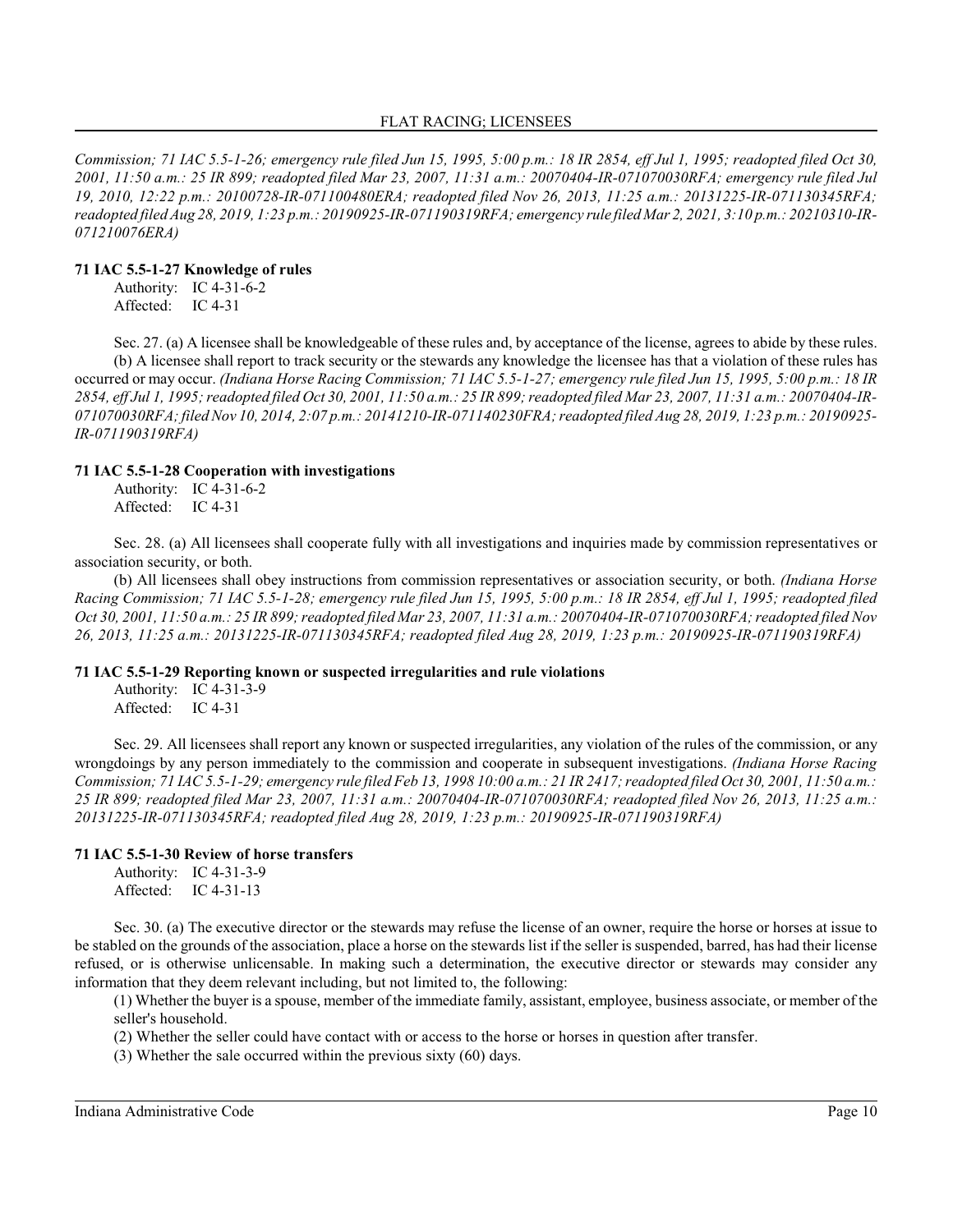*Commission; 71 IAC 5.5-1-26; emergency rule filed Jun 15, 1995, 5:00 p.m.: 18 IR 2854, eff Jul 1, 1995; readopted filed Oct 30, 2001, 11:50 a.m.: 25 IR 899; readopted filed Mar 23, 2007, 11:31 a.m.: 20070404-IR-071070030RFA; emergency rule filed Jul 19, 2010, 12:22 p.m.: 20100728-IR-071100480ERA; readopted filed Nov 26, 2013, 11:25 a.m.: 20131225-IR-071130345RFA; readopted filed Aug 28, 2019, 1:23 p.m.: 20190925-IR-071190319RFA; emergency rule filed Mar 2, 2021, 3:10 p.m.: 20210310-IR-071210076ERA)*

**71 IAC 5.5-1-27 Knowledge of rules**

Authority: IC 4-31-6-2
Affected: IC 4-31

Sec. 27. (a) A licensee shall be knowledgeable of these rules and, by acceptance of the license, agrees to abide by these rules.

(b) A licensee shall report to track security or the stewards any knowledge the licensee has that a violation of these rules has occurred or may occur. *(Indiana Horse Racing Commission; 71 IAC 5.5-1-27; emergency rule filed Jun 15, 1995, 5:00 p.m.: 18 IR 2854, eff Jul 1, 1995; readopted filed Oct 30, 2001, 11:50 a.m.: 25 IR 899; readopted filed Mar 23, 2007, 11:31 a.m.: 20070404-IR-071070030RFA; filed Nov 10, 2014, 2:07 p.m.: 20141210-IR-071140230FRA; readopted filed Aug 28, 2019, 1:23 p.m.: 20190925-IR-071190319RFA)*

**71 IAC 5.5-1-28 Cooperation with investigations**

Authority: IC 4-31-6-2
Affected: IC 4-31

Sec. 28. (a) All licensees shall cooperate fully with all investigations and inquiries made by commission representatives or association security, or both.

(b) All licensees shall obey instructions from commission representatives or association security, or both. *(Indiana Horse Racing Commission; 71 IAC 5.5-1-28; emergency rule filed Jun 15, 1995, 5:00 p.m.: 18 IR 2854, eff Jul 1, 1995; readopted filed Oct 30, 2001, 11:50 a.m.: 25 IR 899; readopted filed Mar 23, 2007, 11:31 a.m.: 20070404-IR-071070030RFA; readopted filed Nov 26, 2013, 11:25 a.m.: 20131225-IR-071130345RFA; readopted filed Aug 28, 2019, 1:23 p.m.: 20190925-IR-071190319RFA)*

**71 IAC 5.5-1-29 Reporting known or suspected irregularities and rule violations**

Authority: IC 4-31-3-9
Affected: IC 4-31

Sec. 29. All licensees shall report any known or suspected irregularities, any violation of the rules of the commission, or any wrongdoings by any person immediately to the commission and cooperate in subsequent investigations. *(Indiana Horse Racing Commission; 71 IAC 5.5-1-29; emergency rule filed Feb 13, 1998 10:00 a.m.: 21 IR 2417; readopted filed Oct 30, 2001, 11:50 a.m.: 25 IR 899; readopted filed Mar 23, 2007, 11:31 a.m.: 20070404-IR-071070030RFA; readopted filed Nov 26, 2013, 11:25 a.m.: 20131225-IR-071130345RFA; readopted filed Aug 28, 2019, 1:23 p.m.: 20190925-IR-071190319RFA)*

**71 IAC 5.5-1-30 Review of horse transfers**

Authority: IC 4-31-3-9
Affected: IC 4-31-13

Sec. 30. (a) The executive director or the stewards may refuse the license of an owner, require the horse or horses at issue to be stabled on the grounds of the association, place a horse on the stewards list if the seller is suspended, barred, has had their license refused, or is otherwise unlicensable. In making such a determination, the executive director or stewards may consider any information that they deem relevant including, but not limited to, the following:

(1) Whether the buyer is a spouse, member of the immediate family, assistant, employee, business associate, or member of the seller's household.
(2) Whether the seller could have contact with or access to the horse or horses in question after transfer.
(3) Whether the sale occurred within the previous sixty (60) days.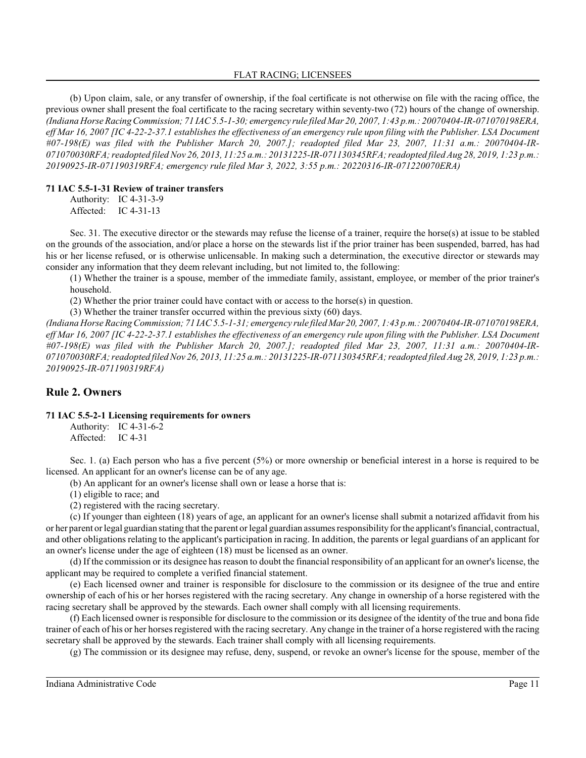(b) Upon claim, sale, or any transfer of ownership, if the foal certificate is not otherwise on file with the racing office, the previous owner shall present the foal certificate to the racing secretary within seventy-two (72) hours of the change of ownership. *(Indiana Horse Racing Commission; 71 IAC 5.5-1-30; emergency rule filed Mar 20, 2007, 1:43 p.m.: 20070404-IR-071070198ERA, eff Mar 16, 2007 [IC 4-22-2-37.1 establishes the effectiveness of an emergency rule upon filing with the Publisher. LSA Document #07-198(E) was filed with the Publisher March 20, 2007.]; readopted filed Mar 23, 2007, 11:31 a.m.: 20070404-IR-071070030RFA; readopted filed Nov 26, 2013, 11:25 a.m.: 20131225-IR-071130345RFA; readopted filed Aug 28, 2019, 1:23 p.m.: 20190925-IR-071190319RFA; emergency rule filed Mar 3, 2022, 3:55 p.m.: 20220316-IR-071220070ERA)*

#### 71 IAC 5.5-1-31 Review of trainer transfers

Authority: IC 4-31-3-9
Affected: IC 4-31-13

Sec. 31. The executive director or the stewards may refuse the license of a trainer, require the horse(s) at issue to be stabled on the grounds of the association, and/or place a horse on the stewards list if the prior trainer has been suspended, barred, has had his or her license refused, or is otherwise unlicensable. In making such a determination, the executive director or stewards may consider any information that they deem relevant including, but not limited to, the following:

(1) Whether the trainer is a spouse, member of the immediate family, assistant, employee, or member of the prior trainer's household.

(2) Whether the prior trainer could have contact with or access to the horse(s) in question.

(3) Whether the trainer transfer occurred within the previous sixty (60) days.

*(Indiana Horse Racing Commission; 71 IAC 5.5-1-31; emergency rule filed Mar 20, 2007, 1:43 p.m.: 20070404-IR-071070198ERA, eff Mar 16, 2007 [IC 4-22-2-37.1 establishes the effectiveness of an emergency rule upon filing with the Publisher. LSA Document #07-198(E) was filed with the Publisher March 20, 2007.]; readopted filed Mar 23, 2007, 11:31 a.m.: 20070404-IR-071070030RFA; readopted filed Nov 26, 2013, 11:25 a.m.: 20131225-IR-071130345RFA; readopted filed Aug 28, 2019, 1:23 p.m.: 20190925-IR-071190319RFA)*

## Rule 2. Owners

#### 71 IAC 5.5-2-1 Licensing requirements for owners

Authority: IC 4-31-6-2
Affected: IC 4-31

Sec. 1. (a) Each person who has a five percent (5%) or more ownership or beneficial interest in a horse is required to be licensed. An applicant for an owner's license can be of any age.

(b) An applicant for an owner's license shall own or lease a horse that is:

(1) eligible to race; and

(2) registered with the racing secretary.

(c) If younger than eighteen (18) years of age, an applicant for an owner's license shall submit a notarized affidavit from his or her parent or legal guardian stating that the parent or legal guardian assumes responsibility for the applicant's financial, contractual, and other obligations relating to the applicant's participation in racing. In addition, the parents or legal guardians of an applicant for an owner's license under the age of eighteen (18) must be licensed as an owner.

(d) If the commission or its designee has reason to doubt the financial responsibility of an applicant for an owner's license, the applicant may be required to complete a verified financial statement.

(e) Each licensed owner and trainer is responsible for disclosure to the commission or its designee of the true and entire ownership of each of his or her horses registered with the racing secretary. Any change in ownership of a horse registered with the racing secretary shall be approved by the stewards. Each owner shall comply with all licensing requirements.

(f) Each licensed owner is responsible for disclosure to the commission or its designee of the identity of the true and bona fide trainer of each of his or her horses registered with the racing secretary. Any change in the trainer of a horse registered with the racing secretary shall be approved by the stewards. Each trainer shall comply with all licensing requirements.

(g) The commission or its designee may refuse, deny, suspend, or revoke an owner's license for the spouse, member of the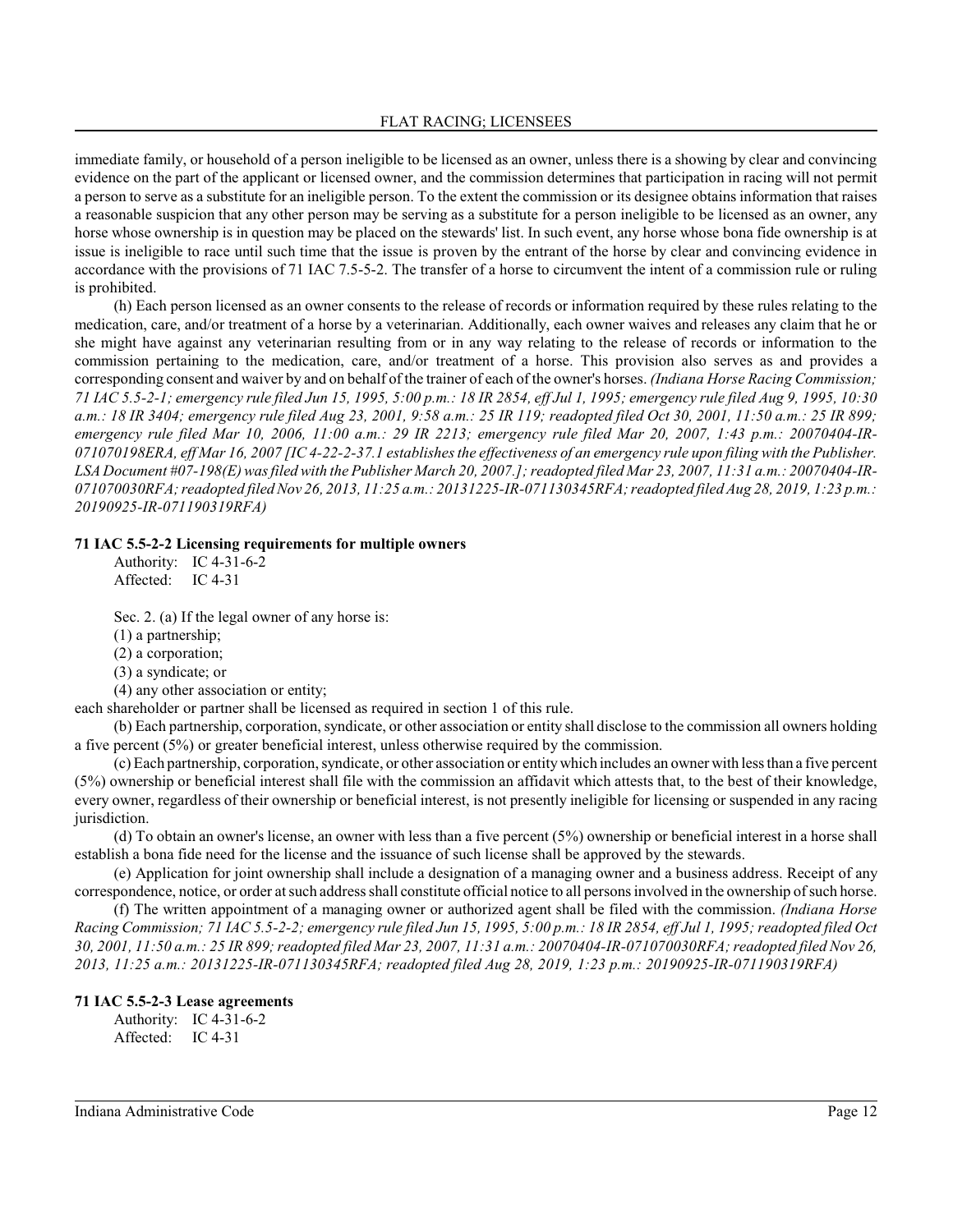immediate family, or household of a person ineligible to be licensed as an owner, unless there is a showing by clear and convincing evidence on the part of the applicant or licensed owner, and the commission determines that participation in racing will not permit a person to serve as a substitute for an ineligible person. To the extent the commission or its designee obtains information that raises a reasonable suspicion that any other person may be serving as a substitute for a person ineligible to be licensed as an owner, any horse whose ownership is in question may be placed on the stewards' list. In such event, any horse whose bona fide ownership is at issue is ineligible to race until such time that the issue is proven by the entrant of the horse by clear and convincing evidence in accordance with the provisions of 71 IAC 7.5-5-2. The transfer of a horse to circumvent the intent of a commission rule or ruling is prohibited.

(h) Each person licensed as an owner consents to the release of records or information required by these rules relating to the medication, care, and/or treatment of a horse by a veterinarian. Additionally, each owner waives and releases any claim that he or she might have against any veterinarian resulting from or in any way relating to the release of records or information to the commission pertaining to the medication, care, and/or treatment of a horse. This provision also serves as and provides a corresponding consent and waiver by and on behalf of the trainer of each of the owner's horses. *(Indiana Horse Racing Commission; 71 IAC 5.5-2-1; emergency rule filed Jun 15, 1995, 5:00 p.m.: 18 IR 2854, eff Jul 1, 1995; emergency rule filed Aug 9, 1995, 10:30 a.m.: 18 IR 3404; emergency rule filed Aug 23, 2001, 9:58 a.m.: 25 IR 119; readopted filed Oct 30, 2001, 11:50 a.m.: 25 IR 899; emergency rule filed Mar 10, 2006, 11:00 a.m.: 29 IR 2213; emergency rule filed Mar 20, 2007, 1:43 p.m.: 20070404-IR-071070198ERA, eff Mar 16, 2007 [IC 4-22-2-37.1 establishes the effectiveness of an emergency rule upon filing with the Publisher. LSA Document #07-198(E) was filed with the Publisher March 20, 2007.]; readopted filed Mar 23, 2007, 11:31 a.m.: 20070404-IR-071070030RFA; readopted filed Nov 26, 2013, 11:25 a.m.: 20131225-IR-071130345RFA; readopted filed Aug 28, 2019, 1:23 p.m.: 20190925-IR-071190319RFA)*

### 71 IAC 5.5-2-2 Licensing requirements for multiple owners

Authority: IC 4-31-6-2
Affected: IC 4-31

Sec. 2. (a) If the legal owner of any horse is:

(1) a partnership;
(2) a corporation;
(3) a syndicate; or
(4) any other association or entity;

each shareholder or partner shall be licensed as required in section 1 of this rule.

(b) Each partnership, corporation, syndicate, or other association or entity shall disclose to the commission all owners holding a five percent (5%) or greater beneficial interest, unless otherwise required by the commission.

(c) Each partnership, corporation, syndicate, or other association or entity which includes an owner with less than a five percent (5%) ownership or beneficial interest shall file with the commission an affidavit which attests that, to the best of their knowledge, every owner, regardless of their ownership or beneficial interest, is not presently ineligible for licensing or suspended in any racing jurisdiction.

(d) To obtain an owner's license, an owner with less than a five percent (5%) ownership or beneficial interest in a horse shall establish a bona fide need for the license and the issuance of such license shall be approved by the stewards.

(e) Application for joint ownership shall include a designation of a managing owner and a business address. Receipt of any correspondence, notice, or order at such address shall constitute official notice to all persons involved in the ownership of such horse.

(f) The written appointment of a managing owner or authorized agent shall be filed with the commission. *(Indiana Horse Racing Commission; 71 IAC 5.5-2-2; emergency rule filed Jun 15, 1995, 5:00 p.m.: 18 IR 2854, eff Jul 1, 1995; readopted filed Oct 30, 2001, 11:50 a.m.: 25 IR 899; readopted filed Mar 23, 2007, 11:31 a.m.: 20070404-IR-071070030RFA; readopted filed Nov 26, 2013, 11:25 a.m.: 20131225-IR-071130345RFA; readopted filed Aug 28, 2019, 1:23 p.m.: 20190925-IR-071190319RFA)*

### 71 IAC 5.5-2-3 Lease agreements

Authority: IC 4-31-6-2
Affected: IC 4-31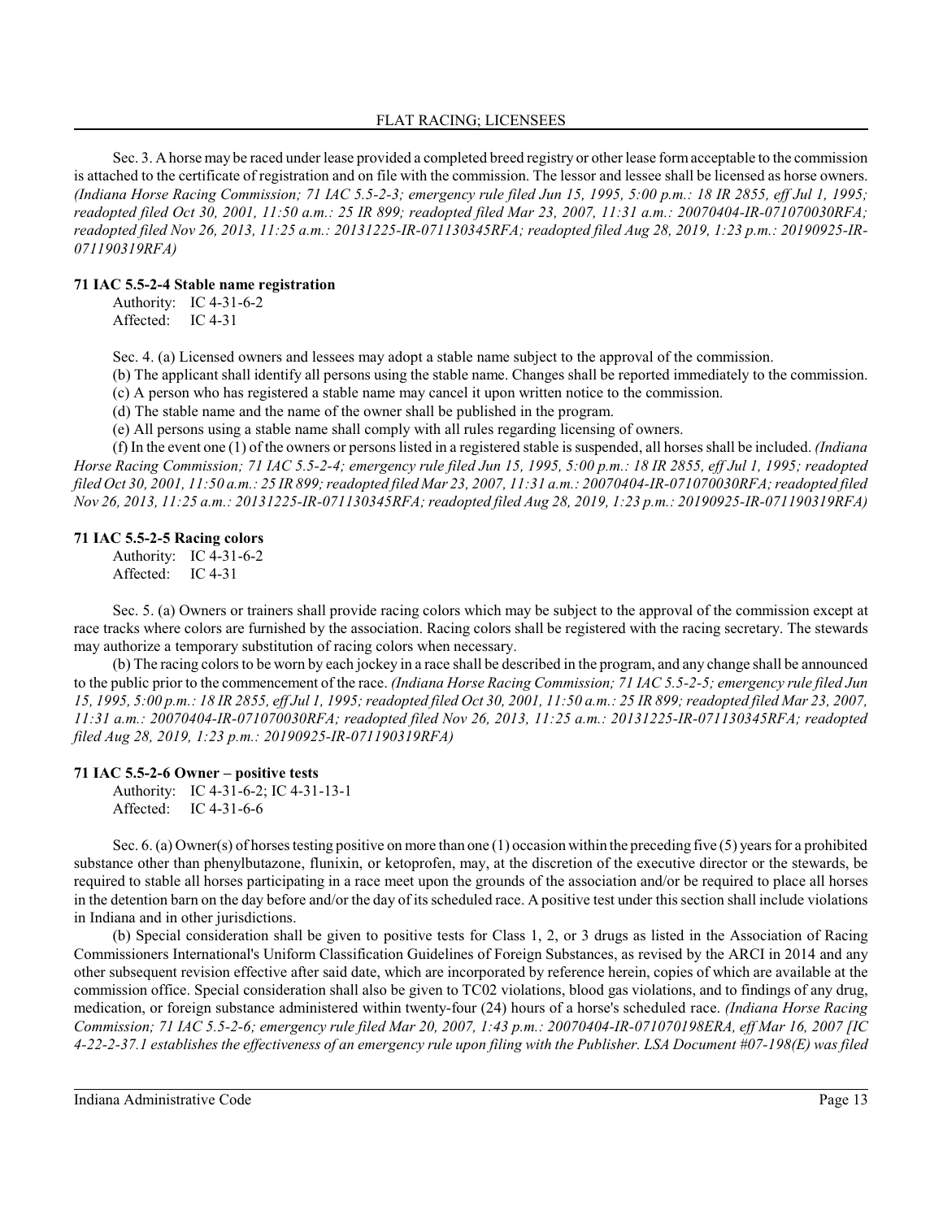Sec. 3. A horse may be raced under lease provided a completed breed registry or other lease form acceptable to the commission is attached to the certificate of registration and on file with the commission. The lessor and lessee shall be licensed as horse owners. *(Indiana Horse Racing Commission; 71 IAC 5.5-2-3; emergency rule filed Jun 15, 1995, 5:00 p.m.: 18 IR 2855, eff Jul 1, 1995; readopted filed Oct 30, 2001, 11:50 a.m.: 25 IR 899; readopted filed Mar 23, 2007, 11:31 a.m.: 20070404-IR-071070030RFA; readopted filed Nov 26, 2013, 11:25 a.m.: 20131225-IR-071130345RFA; readopted filed Aug 28, 2019, 1:23 p.m.: 20190925-IR-071190319RFA)*

**71 IAC 5.5-2-4 Stable name registration**

Authority: IC 4-31-6-2
Affected: IC 4-31

Sec. 4. (a) Licensed owners and lessees may adopt a stable name subject to the approval of the commission.

(b) The applicant shall identify all persons using the stable name. Changes shall be reported immediately to the commission.

(c) A person who has registered a stable name may cancel it upon written notice to the commission.

(d) The stable name and the name of the owner shall be published in the program.

(e) All persons using a stable name shall comply with all rules regarding licensing of owners.

(f) In the event one (1) of the owners or persons listed in a registered stable is suspended, all horses shall be included. *(Indiana Horse Racing Commission; 71 IAC 5.5-2-4; emergency rule filed Jun 15, 1995, 5:00 p.m.: 18 IR 2855, eff Jul 1, 1995; readopted filed Oct 30, 2001, 11:50 a.m.: 25 IR 899; readopted filed Mar 23, 2007, 11:31 a.m.: 20070404-IR-071070030RFA; readopted filed Nov 26, 2013, 11:25 a.m.: 20131225-IR-071130345RFA; readopted filed Aug 28, 2019, 1:23 p.m.: 20190925-IR-071190319RFA)*

**71 IAC 5.5-2-5 Racing colors**

Authority: IC 4-31-6-2
Affected: IC 4-31

Sec. 5. (a) Owners or trainers shall provide racing colors which may be subject to the approval of the commission except at race tracks where colors are furnished by the association. Racing colors shall be registered with the racing secretary. The stewards may authorize a temporary substitution of racing colors when necessary.

(b) The racing colors to be worn by each jockey in a race shall be described in the program, and any change shall be announced to the public prior to the commencement of the race. *(Indiana Horse Racing Commission; 71 IAC 5.5-2-5; emergency rule filed Jun 15, 1995, 5:00 p.m.: 18 IR 2855, eff Jul 1, 1995; readopted filed Oct 30, 2001, 11:50 a.m.: 25 IR 899; readopted filed Mar 23, 2007, 11:31 a.m.: 20070404-IR-071070030RFA; readopted filed Nov 26, 2013, 11:25 a.m.: 20131225-IR-071130345RFA; readopted filed Aug 28, 2019, 1:23 p.m.: 20190925-IR-071190319RFA)*

**71 IAC 5.5-2-6 Owner – positive tests**

Authority: IC 4-31-6-2; IC 4-31-13-1
Affected: IC 4-31-6-6

Sec. 6. (a) Owner(s) of horses testing positive on more than one (1) occasion within the preceding five (5) years for a prohibited substance other than phenylbutazone, flunixin, or ketoprofen, may, at the discretion of the executive director or the stewards, be required to stable all horses participating in a race meet upon the grounds of the association and/or be required to place all horses in the detention barn on the day before and/or the day of its scheduled race. A positive test under this section shall include violations in Indiana and in other jurisdictions.

(b) Special consideration shall be given to positive tests for Class 1, 2, or 3 drugs as listed in the Association of Racing Commissioners International's Uniform Classification Guidelines of Foreign Substances, as revised by the ARCI in 2014 and any other subsequent revision effective after said date, which are incorporated by reference herein, copies of which are available at the commission office. Special consideration shall also be given to TC02 violations, blood gas violations, and to findings of any drug, medication, or foreign substance administered within twenty-four (24) hours of a horse's scheduled race. *(Indiana Horse Racing Commission; 71 IAC 5.5-2-6; emergency rule filed Mar 20, 2007, 1:43 p.m.: 20070404-IR-071070198ERA, eff Mar 16, 2007 [IC 4-22-2-37.1 establishes the effectiveness of an emergency rule upon filing with the Publisher. LSA Document #07-198(E) was filed*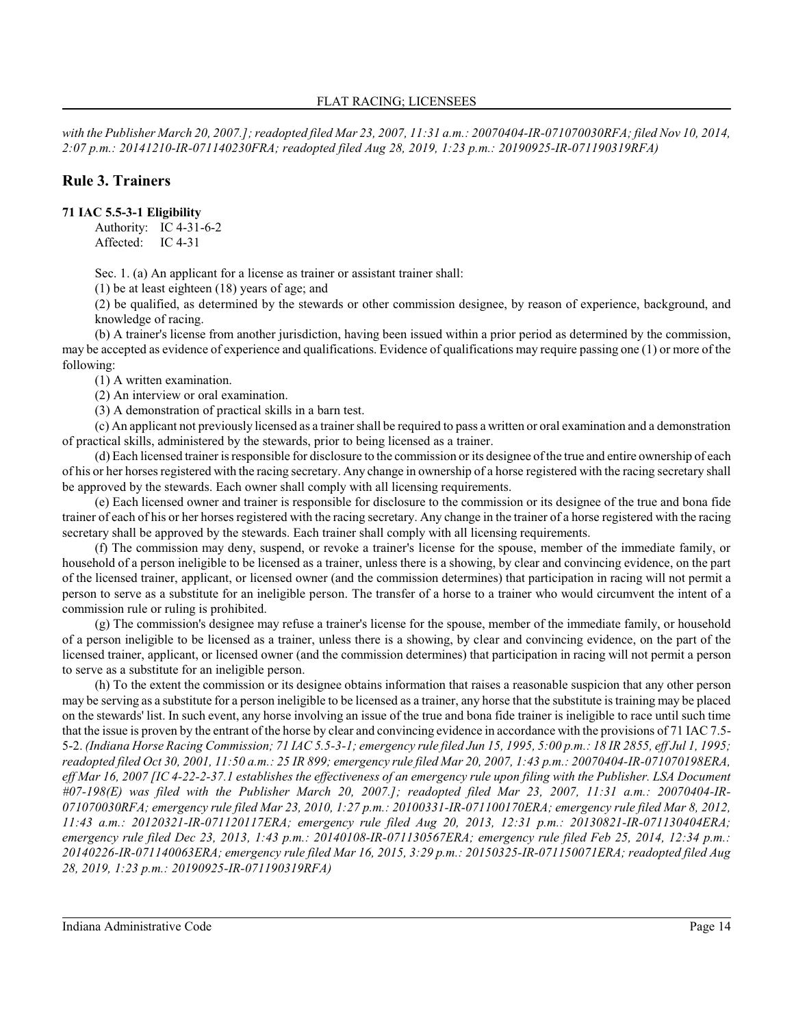*with the Publisher March 20, 2007.]; readopted filed Mar 23, 2007, 11:31 a.m.: 20070404-IR-071070030RFA; filed Nov 10, 2014, 2:07 p.m.: 20141210-IR-071140230FRA; readopted filed Aug 28, 2019, 1:23 p.m.: 20190925-IR-071190319RFA)*

## Rule 3. Trainers

**71 IAC 5.5-3-1 Eligibility**

Authority: IC 4-31-6-2
Affected: IC 4-31

Sec. 1. (a) An applicant for a license as trainer or assistant trainer shall:

(1) be at least eighteen (18) years of age; and

(2) be qualified, as determined by the stewards or other commission designee, by reason of experience, background, and knowledge of racing.

(b) A trainer's license from another jurisdiction, having been issued within a prior period as determined by the commission, may be accepted as evidence of experience and qualifications. Evidence of qualifications may require passing one (1) or more of the following:

(1) A written examination.

(2) An interview or oral examination.

(3) A demonstration of practical skills in a barn test.

(c) An applicant not previously licensed as a trainer shall be required to pass a written or oral examination and a demonstration of practical skills, administered by the stewards, prior to being licensed as a trainer.

(d) Each licensed trainer is responsible for disclosure to the commission or its designee of the true and entire ownership of each of his or her horses registered with the racing secretary. Any change in ownership of a horse registered with the racing secretary shall be approved by the stewards. Each owner shall comply with all licensing requirements.

(e) Each licensed owner and trainer is responsible for disclosure to the commission or its designee of the true and bona fide trainer of each of his or her horses registered with the racing secretary. Any change in the trainer of a horse registered with the racing secretary shall be approved by the stewards. Each trainer shall comply with all licensing requirements.

(f) The commission may deny, suspend, or revoke a trainer's license for the spouse, member of the immediate family, or household of a person ineligible to be licensed as a trainer, unless there is a showing, by clear and convincing evidence, on the part of the licensed trainer, applicant, or licensed owner (and the commission determines) that participation in racing will not permit a person to serve as a substitute for an ineligible person. The transfer of a horse to a trainer who would circumvent the intent of a commission rule or ruling is prohibited.

(g) The commission's designee may refuse a trainer's license for the spouse, member of the immediate family, or household of a person ineligible to be licensed as a trainer, unless there is a showing, by clear and convincing evidence, on the part of the licensed trainer, applicant, or licensed owner (and the commission determines) that participation in racing will not permit a person to serve as a substitute for an ineligible person.

(h) To the extent the commission or its designee obtains information that raises a reasonable suspicion that any other person may be serving as a substitute for a person ineligible to be licensed as a trainer, any horse that the substitute is training may be placed on the stewards' list. In such event, any horse involving an issue of the true and bona fide trainer is ineligible to race until such time that the issue is proven by the entrant of the horse by clear and convincing evidence in accordance with the provisions of 71 IAC 7.5-5-2. *(Indiana Horse Racing Commission; 71 IAC 5.5-3-1; emergency rule filed Jun 15, 1995, 5:00 p.m.: 18 IR 2855, eff Jul 1, 1995; readopted filed Oct 30, 2001, 11:50 a.m.: 25 IR 899; emergency rule filed Mar 20, 2007, 1:43 p.m.: 20070404-IR-071070198ERA, eff Mar 16, 2007 [IC 4-22-2-37.1 establishes the effectiveness of an emergency rule upon filing with the Publisher. LSA Document #07-198(E) was filed with the Publisher March 20, 2007.]; readopted filed Mar 23, 2007, 11:31 a.m.: 20070404-IR-071070030RFA; emergency rule filed Mar 23, 2010, 1:27 p.m.: 20100331-IR-071100170ERA; emergency rule filed Mar 8, 2012, 11:43 a.m.: 20120321-IR-071120117ERA; emergency rule filed Aug 20, 2013, 12:31 p.m.: 20130821-IR-071130404ERA; emergency rule filed Dec 23, 2013, 1:43 p.m.: 20140108-IR-071130567ERA; emergency rule filed Feb 25, 2014, 12:34 p.m.: 20140226-IR-071140063ERA; emergency rule filed Mar 16, 2015, 3:29 p.m.: 20150325-IR-071150071ERA; readopted filed Aug 28, 2019, 1:23 p.m.: 20190925-IR-071190319RFA)*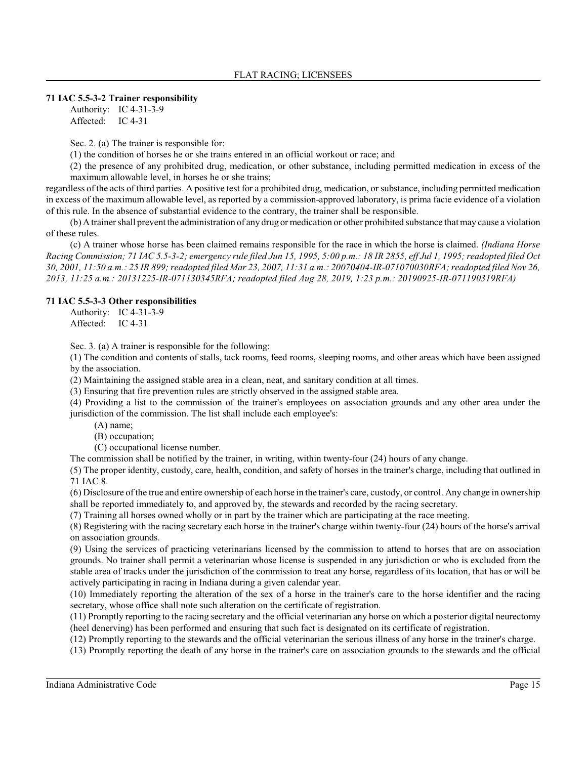### 71 IAC 5.5-3-2 Trainer responsibility

Authority: IC 4-31-3-9
Affected: IC 4-31

Sec. 2. (a) The trainer is responsible for:

(1) the condition of horses he or she trains entered in an official workout or race; and

(2) the presence of any prohibited drug, medication, or other substance, including permitted medication in excess of the maximum allowable level, in horses he or she trains;

regardless of the acts of third parties. A positive test for a prohibited drug, medication, or substance, including permitted medication in excess of the maximum allowable level, as reported by a commission-approved laboratory, is prima facie evidence of a violation of this rule. In the absence of substantial evidence to the contrary, the trainer shall be responsible.

(b) A trainer shall prevent the administration of any drug or medication or other prohibited substance that may cause a violation of these rules.

(c) A trainer whose horse has been claimed remains responsible for the race in which the horse is claimed. *(Indiana Horse Racing Commission; 71 IAC 5.5-3-2; emergency rule filed Jun 15, 1995, 5:00 p.m.: 18 IR 2855, eff Jul 1, 1995; readopted filed Oct 30, 2001, 11:50 a.m.: 25 IR 899; readopted filed Mar 23, 2007, 11:31 a.m.: 20070404-IR-071070030RFA; readopted filed Nov 26, 2013, 11:25 a.m.: 20131225-IR-071130345RFA; readopted filed Aug 28, 2019, 1:23 p.m.: 20190925-IR-071190319RFA)*

### 71 IAC 5.5-3-3 Other responsibilities

Authority: IC 4-31-3-9
Affected: IC 4-31

Sec. 3. (a) A trainer is responsible for the following:

(1) The condition and contents of stalls, tack rooms, feed rooms, sleeping rooms, and other areas which have been assigned by the association.

(2) Maintaining the assigned stable area in a clean, neat, and sanitary condition at all times.

(3) Ensuring that fire prevention rules are strictly observed in the assigned stable area.

(4) Providing a list to the commission of the trainer's employees on association grounds and any other area under the jurisdiction of the commission. The list shall include each employee's:

(A) name;

(B) occupation;

(C) occupational license number.

The commission shall be notified by the trainer, in writing, within twenty-four (24) hours of any change.

(5) The proper identity, custody, care, health, condition, and safety of horses in the trainer's charge, including that outlined in 71 IAC 8.

(6) Disclosure of the true and entire ownership of each horse in the trainer's care, custody, or control. Any change in ownership shall be reported immediately to, and approved by, the stewards and recorded by the racing secretary.

(7) Training all horses owned wholly or in part by the trainer which are participating at the race meeting.

(8) Registering with the racing secretary each horse in the trainer's charge within twenty-four (24) hours of the horse's arrival on association grounds.

(9) Using the services of practicing veterinarians licensed by the commission to attend to horses that are on association grounds. No trainer shall permit a veterinarian whose license is suspended in any jurisdiction or who is excluded from the stable area of tracks under the jurisdiction of the commission to treat any horse, regardless of its location, that has or will be actively participating in racing in Indiana during a given calendar year.

(10) Immediately reporting the alteration of the sex of a horse in the trainer's care to the horse identifier and the racing secretary, whose office shall note such alteration on the certificate of registration.

(11) Promptly reporting to the racing secretary and the official veterinarian any horse on which a posterior digital neurectomy (heel denerving) has been performed and ensuring that such fact is designated on its certificate of registration.

(12) Promptly reporting to the stewards and the official veterinarian the serious illness of any horse in the trainer's charge.

(13) Promptly reporting the death of any horse in the trainer's care on association grounds to the stewards and the official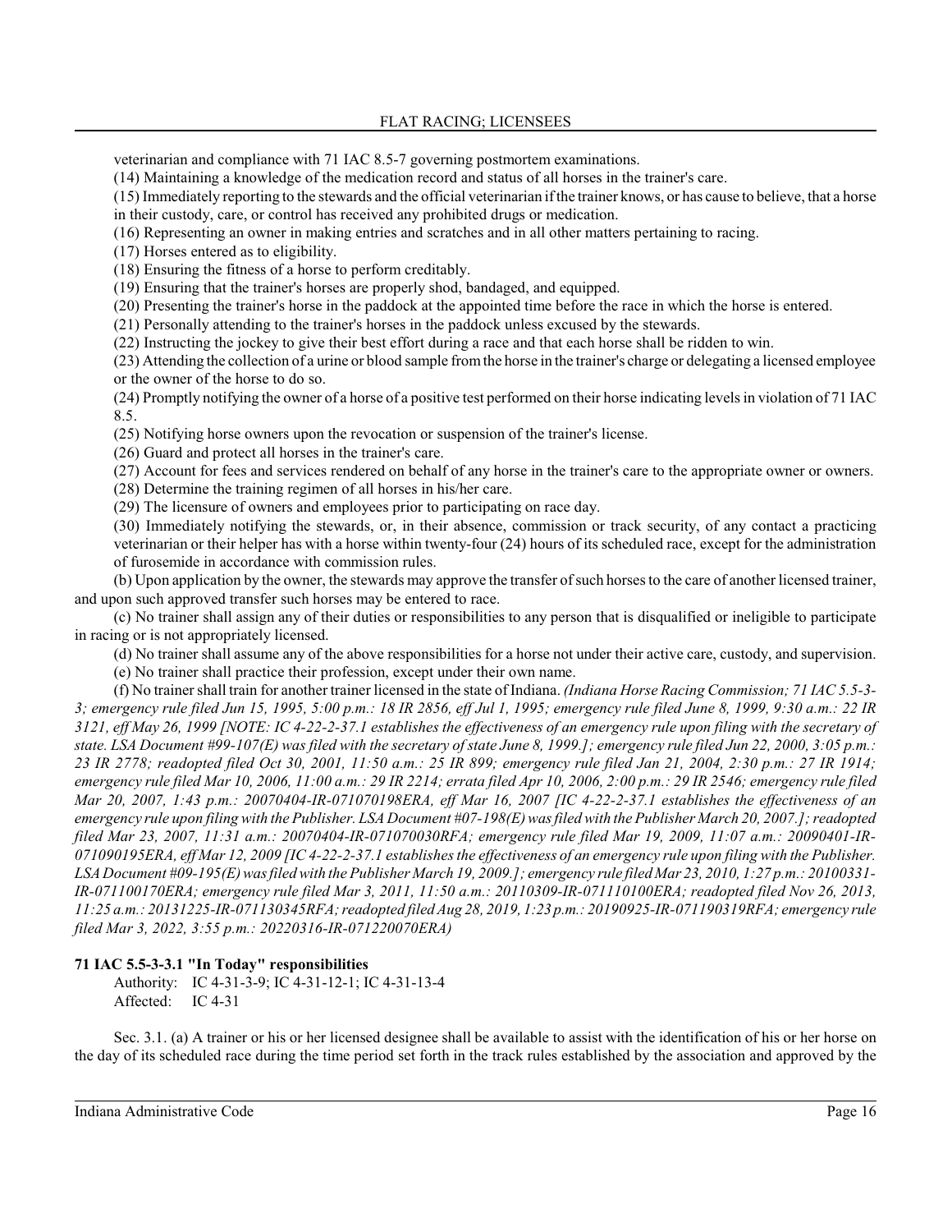veterinarian and compliance with 71 IAC 8.5-7 governing postmortem examinations.

(14) Maintaining a knowledge of the medication record and status of all horses in the trainer's care.

(15) Immediately reporting to the stewards and the official veterinarian if the trainer knows, or has cause to believe, that a horse in their custody, care, or control has received any prohibited drugs or medication.

(16) Representing an owner in making entries and scratches and in all other matters pertaining to racing.

(17) Horses entered as to eligibility.

(18) Ensuring the fitness of a horse to perform creditably.

(19) Ensuring that the trainer's horses are properly shod, bandaged, and equipped.

(20) Presenting the trainer's horse in the paddock at the appointed time before the race in which the horse is entered.

(21) Personally attending to the trainer's horses in the paddock unless excused by the stewards.

(22) Instructing the jockey to give their best effort during a race and that each horse shall be ridden to win.

(23) Attending the collection of a urine or blood sample from the horse in the trainer's charge or delegating a licensed employee or the owner of the horse to do so.

(24) Promptly notifying the owner of a horse of a positive test performed on their horse indicating levels in violation of 71 IAC 8.5.

(25) Notifying horse owners upon the revocation or suspension of the trainer's license.

(26) Guard and protect all horses in the trainer's care.

(27) Account for fees and services rendered on behalf of any horse in the trainer's care to the appropriate owner or owners.

(28) Determine the training regimen of all horses in his/her care.

(29) The licensure of owners and employees prior to participating on race day.

(30) Immediately notifying the stewards, or, in their absence, commission or track security, of any contact a practicing veterinarian or their helper has with a horse within twenty-four (24) hours of its scheduled race, except for the administration of furosemide in accordance with commission rules.

(b) Upon application by the owner, the stewards may approve the transfer of such horses to the care of another licensed trainer, and upon such approved transfer such horses may be entered to race.

(c) No trainer shall assign any of their duties or responsibilities to any person that is disqualified or ineligible to participate in racing or is not appropriately licensed.

(d) No trainer shall assume any of the above responsibilities for a horse not under their active care, custody, and supervision.

(e) No trainer shall practice their profession, except under their own name.

(f) No trainer shall train for another trainer licensed in the state of Indiana. *(Indiana Horse Racing Commission; 71 IAC 5.5-3-3; emergency rule filed Jun 15, 1995, 5:00 p.m.: 18 IR 2856, eff Jul 1, 1995; emergency rule filed June 8, 1999, 9:30 a.m.: 22 IR 3121, eff May 26, 1999 [NOTE: IC 4-22-2-37.1 establishes the effectiveness of an emergency rule upon filing with the secretary of state. LSA Document #99-107(E) was filed with the secretary of state June 8, 1999.]; emergency rule filed Jun 22, 2000, 3:05 p.m.: 23 IR 2778; readopted filed Oct 30, 2001, 11:50 a.m.: 25 IR 899; emergency rule filed Jan 21, 2004, 2:30 p.m.: 27 IR 1914; emergency rule filed Mar 10, 2006, 11:00 a.m.: 29 IR 2214; errata filed Apr 10, 2006, 2:00 p.m.: 29 IR 2546; emergency rule filed Mar 20, 2007, 1:43 p.m.: 20070404-IR-071070198ERA, eff Mar 16, 2007 [IC 4-22-2-37.1 establishes the effectiveness of an emergency rule upon filing with the Publisher. LSA Document #07-198(E) was filed with the Publisher March 20, 2007.]; readopted filed Mar 23, 2007, 11:31 a.m.: 20070404-IR-071070030RFA; emergency rule filed Mar 19, 2009, 11:07 a.m.: 20090401-IR-071090195ERA, eff Mar 12, 2009 [IC 4-22-2-37.1 establishes the effectiveness of an emergency rule upon filing with the Publisher. LSA Document #09-195(E) was filed with the Publisher March 19, 2009.]; emergency rule filed Mar 23, 2010, 1:27 p.m.: 20100331-IR-071100170ERA; emergency rule filed Mar 3, 2011, 11:50 a.m.: 20110309-IR-071110100ERA; readopted filed Nov 26, 2013, 11:25 a.m.: 20131225-IR-071130345RFA; readopted filed Aug 28, 2019, 1:23 p.m.: 20190925-IR-071190319RFA; emergency rule filed Mar 3, 2022, 3:55 p.m.: 20220316-IR-071220070ERA)*

**71 IAC 5.5-3-3.1 "In Today" responsibilities**

Authority: IC 4-31-3-9; IC 4-31-12-1; IC 4-31-13-4
Affected: IC 4-31

Sec. 3.1. (a) A trainer or his or her licensed designee shall be available to assist with the identification of his or her horse on the day of its scheduled race during the time period set forth in the track rules established by the association and approved by the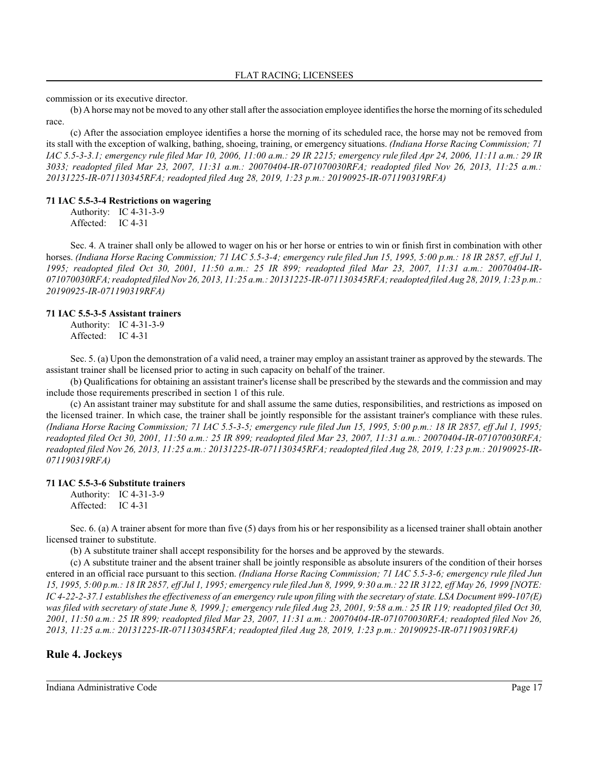commission or its executive director.

(b) A horse may not be moved to any other stall after the association employee identifies the horse the morning of its scheduled race.

(c) After the association employee identifies a horse the morning of its scheduled race, the horse may not be removed from its stall with the exception of walking, bathing, shoeing, training, or emergency situations. *(Indiana Horse Racing Commission; 71 IAC 5.5-3-3.1; emergency rule filed Mar 10, 2006, 11:00 a.m.: 29 IR 2215; emergency rule filed Apr 24, 2006, 11:11 a.m.: 29 IR 3033; readopted filed Mar 23, 2007, 11:31 a.m.: 20070404-IR-071070030RFA; readopted filed Nov 26, 2013, 11:25 a.m.: 20131225-IR-071130345RFA; readopted filed Aug 28, 2019, 1:23 p.m.: 20190925-IR-071190319RFA)*

#### 71 IAC 5.5-3-4 Restrictions on wagering

Authority: IC 4-31-3-9
Affected: IC 4-31

Sec. 4. A trainer shall only be allowed to wager on his or her horse or entries to win or finish first in combination with other horses. *(Indiana Horse Racing Commission; 71 IAC 5.5-3-4; emergency rule filed Jun 15, 1995, 5:00 p.m.: 18 IR 2857, eff Jul 1, 1995; readopted filed Oct 30, 2001, 11:50 a.m.: 25 IR 899; readopted filed Mar 23, 2007, 11:31 a.m.: 20070404-IR-071070030RFA; readopted filed Nov 26, 2013, 11:25 a.m.: 20131225-IR-071130345RFA; readopted filed Aug 28, 2019, 1:23 p.m.: 20190925-IR-071190319RFA)*

#### 71 IAC 5.5-3-5 Assistant trainers

Authority: IC 4-31-3-9
Affected: IC 4-31

Sec. 5. (a) Upon the demonstration of a valid need, a trainer may employ an assistant trainer as approved by the stewards. The assistant trainer shall be licensed prior to acting in such capacity on behalf of the trainer.

(b) Qualifications for obtaining an assistant trainer's license shall be prescribed by the stewards and the commission and may include those requirements prescribed in section 1 of this rule.

(c) An assistant trainer may substitute for and shall assume the same duties, responsibilities, and restrictions as imposed on the licensed trainer. In which case, the trainer shall be jointly responsible for the assistant trainer's compliance with these rules. *(Indiana Horse Racing Commission; 71 IAC 5.5-3-5; emergency rule filed Jun 15, 1995, 5:00 p.m.: 18 IR 2857, eff Jul 1, 1995; readopted filed Oct 30, 2001, 11:50 a.m.: 25 IR 899; readopted filed Mar 23, 2007, 11:31 a.m.: 20070404-IR-071070030RFA; readopted filed Nov 26, 2013, 11:25 a.m.: 20131225-IR-071130345RFA; readopted filed Aug 28, 2019, 1:23 p.m.: 20190925-IR-071190319RFA)*

#### 71 IAC 5.5-3-6 Substitute trainers

Authority: IC 4-31-3-9
Affected: IC 4-31

Sec. 6. (a) A trainer absent for more than five (5) days from his or her responsibility as a licensed trainer shall obtain another licensed trainer to substitute.

(b) A substitute trainer shall accept responsibility for the horses and be approved by the stewards.

(c) A substitute trainer and the absent trainer shall be jointly responsible as absolute insurers of the condition of their horses entered in an official race pursuant to this section. *(Indiana Horse Racing Commission; 71 IAC 5.5-3-6; emergency rule filed Jun 15, 1995, 5:00 p.m.: 18 IR 2857, eff Jul 1, 1995; emergency rule filed Jun 8, 1999, 9:30 a.m.: 22 IR 3122, eff May 26, 1999 [NOTE: IC 4-22-2-37.1 establishes the effectiveness of an emergency rule upon filing with the secretary of state. LSA Document #99-107(E) was filed with secretary of state June 8, 1999.]; emergency rule filed Aug 23, 2001, 9:58 a.m.: 25 IR 119; readopted filed Oct 30, 2001, 11:50 a.m.: 25 IR 899; readopted filed Mar 23, 2007, 11:31 a.m.: 20070404-IR-071070030RFA; readopted filed Nov 26, 2013, 11:25 a.m.: 20131225-IR-071130345RFA; readopted filed Aug 28, 2019, 1:23 p.m.: 20190925-IR-071190319RFA)*

## Rule 4. Jockeys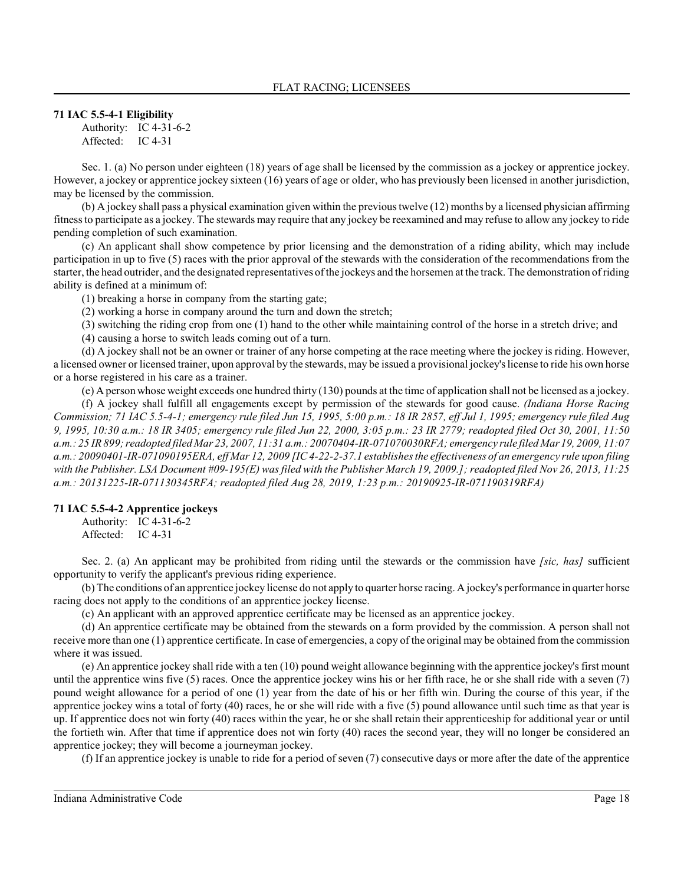**71 IAC 5.5-4-1 Eligibility**

Authority: IC 4-31-6-2
Affected: IC 4-31

Sec. 1. (a) No person under eighteen (18) years of age shall be licensed by the commission as a jockey or apprentice jockey. However, a jockey or apprentice jockey sixteen (16) years of age or older, who has previously been licensed in another jurisdiction, may be licensed by the commission.

(b) A jockey shall pass a physical examination given within the previous twelve (12) months by a licensed physician affirming fitness to participate as a jockey. The stewards may require that any jockey be reexamined and may refuse to allow any jockey to ride pending completion of such examination.

(c) An applicant shall show competence by prior licensing and the demonstration of a riding ability, which may include participation in up to five (5) races with the prior approval of the stewards with the consideration of the recommendations from the starter, the head outrider, and the designated representatives of the jockeys and the horsemen at the track. The demonstration of riding ability is defined at a minimum of:

(1) breaking a horse in company from the starting gate;

(2) working a horse in company around the turn and down the stretch;

(3) switching the riding crop from one (1) hand to the other while maintaining control of the horse in a stretch drive; and

(4) causing a horse to switch leads coming out of a turn.

(d) A jockey shall not be an owner or trainer of any horse competing at the race meeting where the jockey is riding. However, a licensed owner or licensed trainer, upon approval by the stewards, may be issued a provisional jockey's license to ride his own horse or a horse registered in his care as a trainer.

(e) A person whose weight exceeds one hundred thirty (130) pounds at the time of application shall not be licensed as a jockey.

(f) A jockey shall fulfill all engagements except by permission of the stewards for good cause. *(Indiana Horse Racing Commission; 71 IAC 5.5-4-1; emergency rule filed Jun 15, 1995, 5:00 p.m.: 18 IR 2857, eff Jul 1, 1995; emergency rule filed Aug 9, 1995, 10:30 a.m.: 18 IR 3405; emergency rule filed Jun 22, 2000, 3:05 p.m.: 23 IR 2779; readopted filed Oct 30, 2001, 11:50 a.m.: 25 IR 899; readopted filed Mar 23, 2007, 11:31 a.m.: 20070404-IR-071070030RFA; emergency rule filed Mar 19, 2009, 11:07 a.m.: 20090401-IR-071090195ERA, eff Mar 12, 2009 [IC 4-22-2-37.1 establishes the effectiveness of an emergency rule upon filing with the Publisher. LSA Document #09-195(E) was filed with the Publisher March 19, 2009.]; readopted filed Nov 26, 2013, 11:25 a.m.: 20131225-IR-071130345RFA; readopted filed Aug 28, 2019, 1:23 p.m.: 20190925-IR-071190319RFA)*

**71 IAC 5.5-4-2 Apprentice jockeys**

Authority: IC 4-31-6-2
Affected: IC 4-31

Sec. 2. (a) An applicant may be prohibited from riding until the stewards or the commission have *[sic, has]* sufficient opportunity to verify the applicant's previous riding experience.

(b) The conditions of an apprentice jockey license do not apply to quarter horse racing. A jockey's performance in quarter horse racing does not apply to the conditions of an apprentice jockey license.

(c) An applicant with an approved apprentice certificate may be licensed as an apprentice jockey.

(d) An apprentice certificate may be obtained from the stewards on a form provided by the commission. A person shall not receive more than one (1) apprentice certificate. In case of emergencies, a copy of the original may be obtained from the commission where it was issued.

(e) An apprentice jockey shall ride with a ten (10) pound weight allowance beginning with the apprentice jockey's first mount until the apprentice wins five (5) races. Once the apprentice jockey wins his or her fifth race, he or she shall ride with a seven (7) pound weight allowance for a period of one (1) year from the date of his or her fifth win. During the course of this year, if the apprentice jockey wins a total of forty (40) races, he or she will ride with a five (5) pound allowance until such time as that year is up. If apprentice does not win forty (40) races within the year, he or she shall retain their apprenticeship for additional year or until the fortieth win. After that time if apprentice does not win forty (40) races the second year, they will no longer be considered an apprentice jockey; they will become a journeyman jockey.

(f) If an apprentice jockey is unable to ride for a period of seven (7) consecutive days or more after the date of the apprentice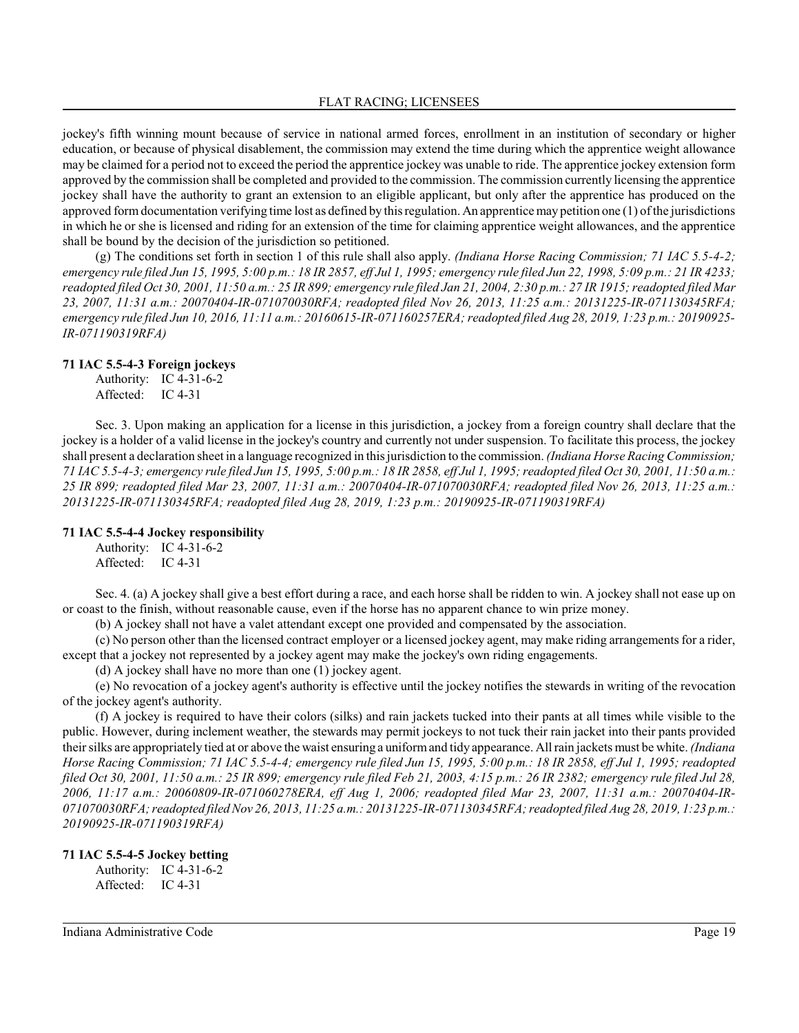jockey's fifth winning mount because of service in national armed forces, enrollment in an institution of secondary or higher education, or because of physical disablement, the commission may extend the time during which the apprentice weight allowance may be claimed for a period not to exceed the period the apprentice jockey was unable to ride. The apprentice jockey extension form approved by the commission shall be completed and provided to the commission. The commission currently licensing the apprentice jockey shall have the authority to grant an extension to an eligible applicant, but only after the apprentice has produced on the approved form documentation verifying time lost as defined by this regulation. An apprentice may petition one (1) of the jurisdictions in which he or she is licensed and riding for an extension of the time for claiming apprentice weight allowances, and the apprentice shall be bound by the decision of the jurisdiction so petitioned.

(g) The conditions set forth in section 1 of this rule shall also apply. *(Indiana Horse Racing Commission; 71 IAC 5.5-4-2; emergency rule filed Jun 15, 1995, 5:00 p.m.: 18 IR 2857, eff Jul 1, 1995; emergency rule filed Jun 22, 1998, 5:09 p.m.: 21 IR 4233; readopted filed Oct 30, 2001, 11:50 a.m.: 25 IR 899; emergency rule filed Jan 21, 2004, 2:30 p.m.: 27 IR 1915; readopted filed Mar 23, 2007, 11:31 a.m.: 20070404-IR-071070030RFA; readopted filed Nov 26, 2013, 11:25 a.m.: 20131225-IR-071130345RFA; emergency rule filed Jun 10, 2016, 11:11 a.m.: 20160615-IR-071160257ERA; readopted filed Aug 28, 2019, 1:23 p.m.: 20190925-IR-071190319RFA)*

**71 IAC 5.5-4-3 Foreign jockeys**

Authority: IC 4-31-6-2
Affected: IC 4-31

Sec. 3. Upon making an application for a license in this jurisdiction, a jockey from a foreign country shall declare that the jockey is a holder of a valid license in the jockey's country and currently not under suspension. To facilitate this process, the jockey shall present a declaration sheet in a language recognized in this jurisdiction to the commission. *(Indiana Horse Racing Commission; 71 IAC 5.5-4-3; emergency rule filed Jun 15, 1995, 5:00 p.m.: 18 IR 2858, eff Jul 1, 1995; readopted filed Oct 30, 2001, 11:50 a.m.: 25 IR 899; readopted filed Mar 23, 2007, 11:31 a.m.: 20070404-IR-071070030RFA; readopted filed Nov 26, 2013, 11:25 a.m.: 20131225-IR-071130345RFA; readopted filed Aug 28, 2019, 1:23 p.m.: 20190925-IR-071190319RFA)*

**71 IAC 5.5-4-4 Jockey responsibility**

Authority: IC 4-31-6-2
Affected: IC 4-31

Sec. 4. (a) A jockey shall give a best effort during a race, and each horse shall be ridden to win. A jockey shall not ease up on or coast to the finish, without reasonable cause, even if the horse has no apparent chance to win prize money.

(b) A jockey shall not have a valet attendant except one provided and compensated by the association.

(c) No person other than the licensed contract employer or a licensed jockey agent, may make riding arrangements for a rider, except that a jockey not represented by a jockey agent may make the jockey's own riding engagements.

(d) A jockey shall have no more than one (1) jockey agent.

(e) No revocation of a jockey agent's authority is effective until the jockey notifies the stewards in writing of the revocation of the jockey agent's authority.

(f) A jockey is required to have their colors (silks) and rain jackets tucked into their pants at all times while visible to the public. However, during inclement weather, the stewards may permit jockeys to not tuck their rain jacket into their pants provided their silks are appropriately tied at or above the waist ensuring a uniform and tidy appearance. All rain jackets must be white. *(Indiana Horse Racing Commission; 71 IAC 5.5-4-4; emergency rule filed Jun 15, 1995, 5:00 p.m.: 18 IR 2858, eff Jul 1, 1995; readopted filed Oct 30, 2001, 11:50 a.m.: 25 IR 899; emergency rule filed Feb 21, 2003, 4:15 p.m.: 26 IR 2382; emergency rule filed Jul 28, 2006, 11:17 a.m.: 20060809-IR-071060278ERA, eff Aug 1, 2006; readopted filed Mar 23, 2007, 11:31 a.m.: 20070404-IR-071070030RFA; readopted filed Nov 26, 2013, 11:25 a.m.: 20131225-IR-071130345RFA; readopted filed Aug 28, 2019, 1:23 p.m.: 20190925-IR-071190319RFA)*

**71 IAC 5.5-4-5 Jockey betting**

Authority: IC 4-31-6-2
Affected: IC 4-31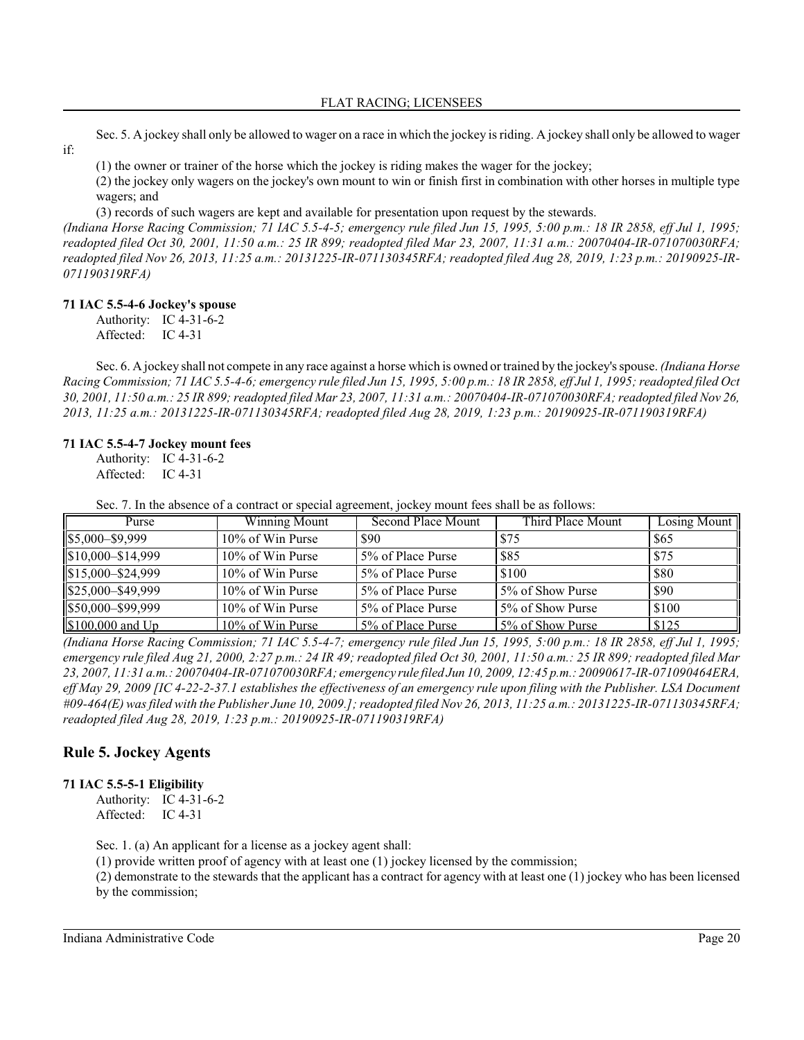Sec. 5. A jockey shall only be allowed to wager on a race in which the jockey is riding. A jockey shall only be allowed to wager if:

(1) the owner or trainer of the horse which the jockey is riding makes the wager for the jockey;

(2) the jockey only wagers on the jockey's own mount to win or finish first in combination with other horses in multiple type wagers; and

(3) records of such wagers are kept and available for presentation upon request by the stewards.

*(Indiana Horse Racing Commission; 71 IAC 5.5-4-5; emergency rule filed Jun 15, 1995, 5:00 p.m.: 18 IR 2858, eff Jul 1, 1995; readopted filed Oct 30, 2001, 11:50 a.m.: 25 IR 899; readopted filed Mar 23, 2007, 11:31 a.m.: 20070404-IR-071070030RFA; readopted filed Nov 26, 2013, 11:25 a.m.: 20131225-IR-071130345RFA; readopted filed Aug 28, 2019, 1:23 p.m.: 20190925-IR-071190319RFA)*

### 71 IAC 5.5-4-6 Jockey's spouse

Authority: IC 4-31-6-2
Affected: IC 4-31

Sec. 6. A jockey shall not compete in any race against a horse which is owned or trained by the jockey's spouse. *(Indiana Horse Racing Commission; 71 IAC 5.5-4-6; emergency rule filed Jun 15, 1995, 5:00 p.m.: 18 IR 2858, eff Jul 1, 1995; readopted filed Oct 30, 2001, 11:50 a.m.: 25 IR 899; readopted filed Mar 23, 2007, 11:31 a.m.: 20070404-IR-071070030RFA; readopted filed Nov 26, 2013, 11:25 a.m.: 20131225-IR-071130345RFA; readopted filed Aug 28, 2019, 1:23 p.m.: 20190925-IR-071190319RFA)*

### 71 IAC 5.5-4-7 Jockey mount fees

Authority: IC 4-31-6-2
Affected: IC 4-31

Sec. 7. In the absence of a contract or special agreement, jockey mount fees shall be as follows:

| Purse | Winning Mount | Second Place Mount | Third Place Mount | Losing Mount |
|---|---|---|---|---|
| $5,000–$9,999 | 10% of Win Purse | $90 | $75 | $65 |
| $10,000–$14,999 | 10% of Win Purse | 5% of Place Purse | $85 | $75 |
| $15,000–$24,999 | 10% of Win Purse | 5% of Place Purse | $100 | $80 |
| $25,000–$49,999 | 10% of Win Purse | 5% of Place Purse | 5% of Show Purse | $90 |
| $50,000–$99,999 | 10% of Win Purse | 5% of Place Purse | 5% of Show Purse | $100 |
| $100,000 and Up | 10% of Win Purse | 5% of Place Purse | 5% of Show Purse | $125 |

*(Indiana Horse Racing Commission; 71 IAC 5.5-4-7; emergency rule filed Jun 15, 1995, 5:00 p.m.: 18 IR 2858, eff Jul 1, 1995; emergency rule filed Aug 21, 2000, 2:27 p.m.: 24 IR 49; readopted filed Oct 30, 2001, 11:50 a.m.: 25 IR 899; readopted filed Mar 23, 2007, 11:31 a.m.: 20070404-IR-071070030RFA; emergency rule filed Jun 10, 2009, 12:45 p.m.: 20090617-IR-071090464ERA, eff May 29, 2009 [IC 4-22-2-37.1 establishes the effectiveness of an emergency rule upon filing with the Publisher. LSA Document #09-464(E) was filed with the Publisher June 10, 2009.]; readopted filed Nov 26, 2013, 11:25 a.m.: 20131225-IR-071130345RFA; readopted filed Aug 28, 2019, 1:23 p.m.: 20190925-IR-071190319RFA)*

## Rule 5. Jockey Agents

### 71 IAC 5.5-5-1 Eligibility

Authority: IC 4-31-6-2
Affected: IC 4-31

Sec. 1. (a) An applicant for a license as a jockey agent shall:

(1) provide written proof of agency with at least one (1) jockey licensed by the commission;

(2) demonstrate to the stewards that the applicant has a contract for agency with at least one (1) jockey who has been licensed by the commission;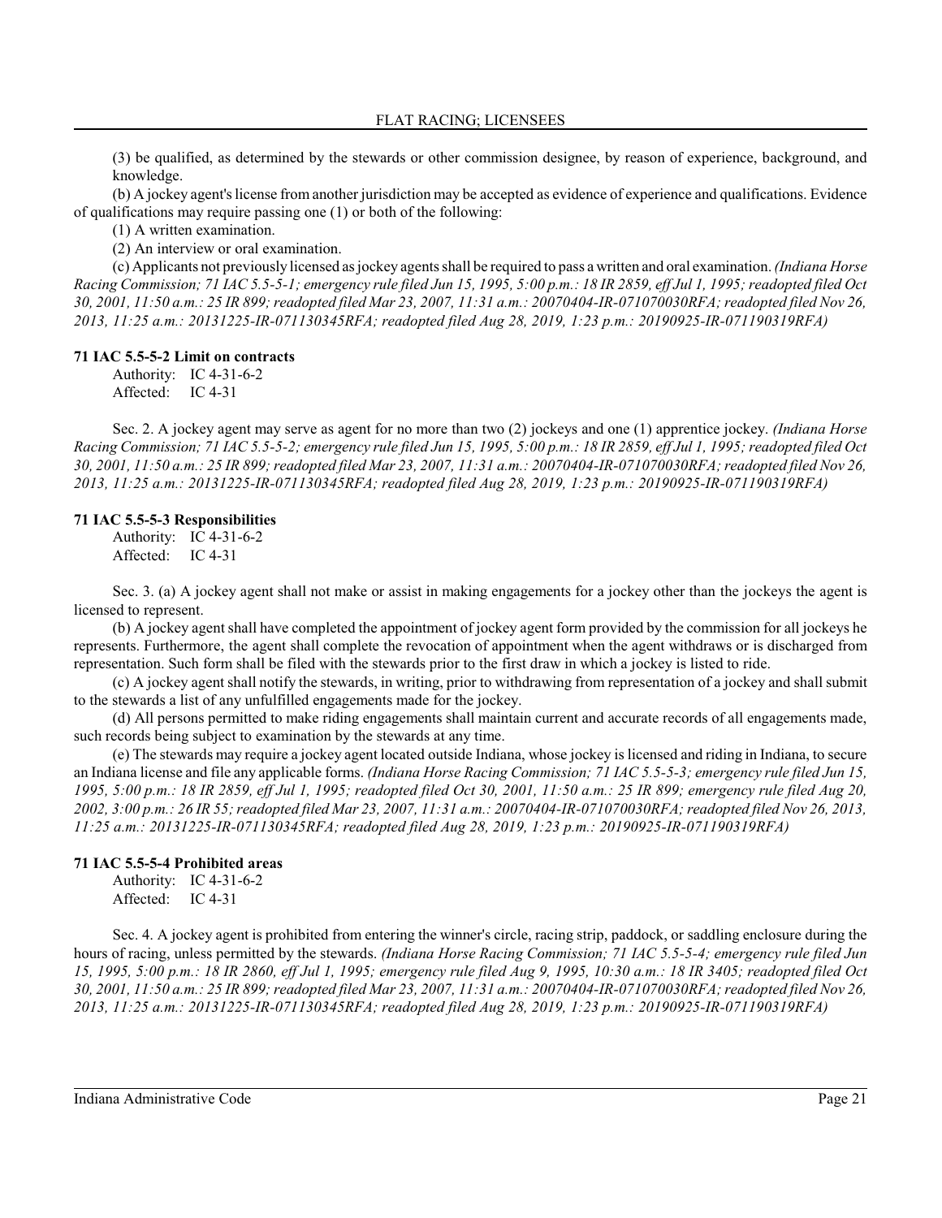(3) be qualified, as determined by the stewards or other commission designee, by reason of experience, background, and knowledge.

(b) A jockey agent's license from another jurisdiction may be accepted as evidence of experience and qualifications. Evidence of qualifications may require passing one (1) or both of the following:

(1) A written examination.

(2) An interview or oral examination.

(c) Applicants not previously licensed as jockey agents shall be required to pass a written and oral examination. *(Indiana Horse Racing Commission; 71 IAC 5.5-5-1; emergency rule filed Jun 15, 1995, 5:00 p.m.: 18 IR 2859, eff Jul 1, 1995; readopted filed Oct 30, 2001, 11:50 a.m.: 25 IR 899; readopted filed Mar 23, 2007, 11:31 a.m.: 20070404-IR-071070030RFA; readopted filed Nov 26, 2013, 11:25 a.m.: 20131225-IR-071130345RFA; readopted filed Aug 28, 2019, 1:23 p.m.: 20190925-IR-071190319RFA)*

**71 IAC 5.5-5-2 Limit on contracts**

Authority: IC 4-31-6-2
Affected: IC 4-31

Sec. 2. A jockey agent may serve as agent for no more than two (2) jockeys and one (1) apprentice jockey. *(Indiana Horse Racing Commission; 71 IAC 5.5-5-2; emergency rule filed Jun 15, 1995, 5:00 p.m.: 18 IR 2859, eff Jul 1, 1995; readopted filed Oct 30, 2001, 11:50 a.m.: 25 IR 899; readopted filed Mar 23, 2007, 11:31 a.m.: 20070404-IR-071070030RFA; readopted filed Nov 26, 2013, 11:25 a.m.: 20131225-IR-071130345RFA; readopted filed Aug 28, 2019, 1:23 p.m.: 20190925-IR-071190319RFA)*

**71 IAC 5.5-5-3 Responsibilities**

Authority: IC 4-31-6-2
Affected: IC 4-31

Sec. 3. (a) A jockey agent shall not make or assist in making engagements for a jockey other than the jockeys the agent is licensed to represent.

(b) A jockey agent shall have completed the appointment of jockey agent form provided by the commission for all jockeys he represents. Furthermore, the agent shall complete the revocation of appointment when the agent withdraws or is discharged from representation. Such form shall be filed with the stewards prior to the first draw in which a jockey is listed to ride.

(c) A jockey agent shall notify the stewards, in writing, prior to withdrawing from representation of a jockey and shall submit to the stewards a list of any unfulfilled engagements made for the jockey.

(d) All persons permitted to make riding engagements shall maintain current and accurate records of all engagements made, such records being subject to examination by the stewards at any time.

(e) The stewards may require a jockey agent located outside Indiana, whose jockey is licensed and riding in Indiana, to secure an Indiana license and file any applicable forms. *(Indiana Horse Racing Commission; 71 IAC 5.5-5-3; emergency rule filed Jun 15, 1995, 5:00 p.m.: 18 IR 2859, eff Jul 1, 1995; readopted filed Oct 30, 2001, 11:50 a.m.: 25 IR 899; emergency rule filed Aug 20, 2002, 3:00 p.m.: 26 IR 55; readopted filed Mar 23, 2007, 11:31 a.m.: 20070404-IR-071070030RFA; readopted filed Nov 26, 2013, 11:25 a.m.: 20131225-IR-071130345RFA; readopted filed Aug 28, 2019, 1:23 p.m.: 20190925-IR-071190319RFA)*

**71 IAC 5.5-5-4 Prohibited areas**

Authority: IC 4-31-6-2
Affected: IC 4-31

Sec. 4. A jockey agent is prohibited from entering the winner's circle, racing strip, paddock, or saddling enclosure during the hours of racing, unless permitted by the stewards. *(Indiana Horse Racing Commission; 71 IAC 5.5-5-4; emergency rule filed Jun 15, 1995, 5:00 p.m.: 18 IR 2860, eff Jul 1, 1995; emergency rule filed Aug 9, 1995, 10:30 a.m.: 18 IR 3405; readopted filed Oct 30, 2001, 11:50 a.m.: 25 IR 899; readopted filed Mar 23, 2007, 11:31 a.m.: 20070404-IR-071070030RFA; readopted filed Nov 26, 2013, 11:25 a.m.: 20131225-IR-071130345RFA; readopted filed Aug 28, 2019, 1:23 p.m.: 20190925-IR-071190319RFA)*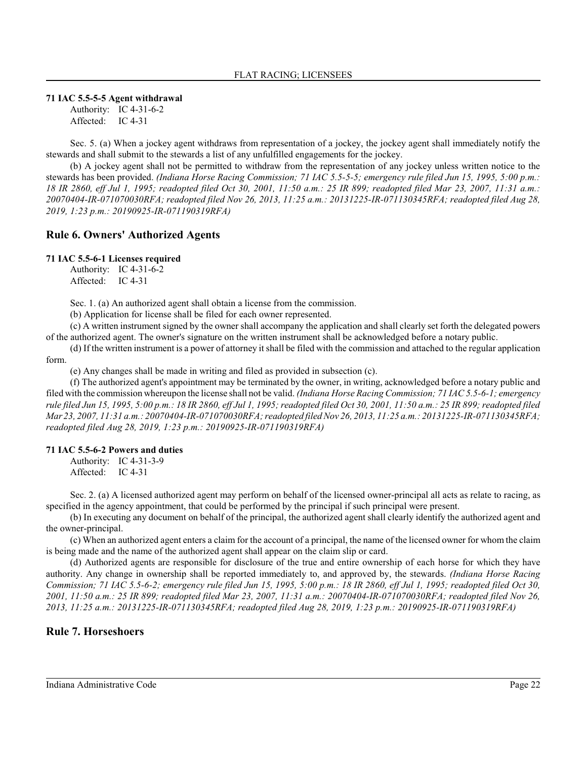**71 IAC 5.5-5-5 Agent withdrawal**

Authority: IC 4-31-6-2
Affected: IC 4-31

Sec. 5. (a) When a jockey agent withdraws from representation of a jockey, the jockey agent shall immediately notify the stewards and shall submit to the stewards a list of any unfulfilled engagements for the jockey.

(b) A jockey agent shall not be permitted to withdraw from the representation of any jockey unless written notice to the stewards has been provided. *(Indiana Horse Racing Commission; 71 IAC 5.5-5-5; emergency rule filed Jun 15, 1995, 5:00 p.m.: 18 IR 2860, eff Jul 1, 1995; readopted filed Oct 30, 2001, 11:50 a.m.: 25 IR 899; readopted filed Mar 23, 2007, 11:31 a.m.: 20070404-IR-071070030RFA; readopted filed Nov 26, 2013, 11:25 a.m.: 20131225-IR-071130345RFA; readopted filed Aug 28, 2019, 1:23 p.m.: 20190925-IR-071190319RFA)*

## Rule 6. Owners' Authorized Agents

**71 IAC 5.5-6-1 Licenses required**

Authority: IC 4-31-6-2
Affected: IC 4-31

Sec. 1. (a) An authorized agent shall obtain a license from the commission.

(b) Application for license shall be filed for each owner represented.

(c) A written instrument signed by the owner shall accompany the application and shall clearly set forth the delegated powers of the authorized agent. The owner's signature on the written instrument shall be acknowledged before a notary public.

(d) If the written instrument is a power of attorney it shall be filed with the commission and attached to the regular application form.

(e) Any changes shall be made in writing and filed as provided in subsection (c).

(f) The authorized agent's appointment may be terminated by the owner, in writing, acknowledged before a notary public and filed with the commission whereupon the license shall not be valid. *(Indiana Horse Racing Commission; 71 IAC 5.5-6-1; emergency rule filed Jun 15, 1995, 5:00 p.m.: 18 IR 2860, eff Jul 1, 1995; readopted filed Oct 30, 2001, 11:50 a.m.: 25 IR 899; readopted filed Mar 23, 2007, 11:31 a.m.: 20070404-IR-071070030RFA; readopted filed Nov 26, 2013, 11:25 a.m.: 20131225-IR-071130345RFA; readopted filed Aug 28, 2019, 1:23 p.m.: 20190925-IR-071190319RFA)*

**71 IAC 5.5-6-2 Powers and duties**

Authority: IC 4-31-3-9
Affected: IC 4-31

Sec. 2. (a) A licensed authorized agent may perform on behalf of the licensed owner-principal all acts as relate to racing, as specified in the agency appointment, that could be performed by the principal if such principal were present.

(b) In executing any document on behalf of the principal, the authorized agent shall clearly identify the authorized agent and the owner-principal.

(c) When an authorized agent enters a claim for the account of a principal, the name of the licensed owner for whom the claim is being made and the name of the authorized agent shall appear on the claim slip or card.

(d) Authorized agents are responsible for disclosure of the true and entire ownership of each horse for which they have authority. Any change in ownership shall be reported immediately to, and approved by, the stewards. *(Indiana Horse Racing Commission; 71 IAC 5.5-6-2; emergency rule filed Jun 15, 1995, 5:00 p.m.: 18 IR 2860, eff Jul 1, 1995; readopted filed Oct 30, 2001, 11:50 a.m.: 25 IR 899; readopted filed Mar 23, 2007, 11:31 a.m.: 20070404-IR-071070030RFA; readopted filed Nov 26, 2013, 11:25 a.m.: 20131225-IR-071130345RFA; readopted filed Aug 28, 2019, 1:23 p.m.: 20190925-IR-071190319RFA)*

## Rule 7. Horseshoers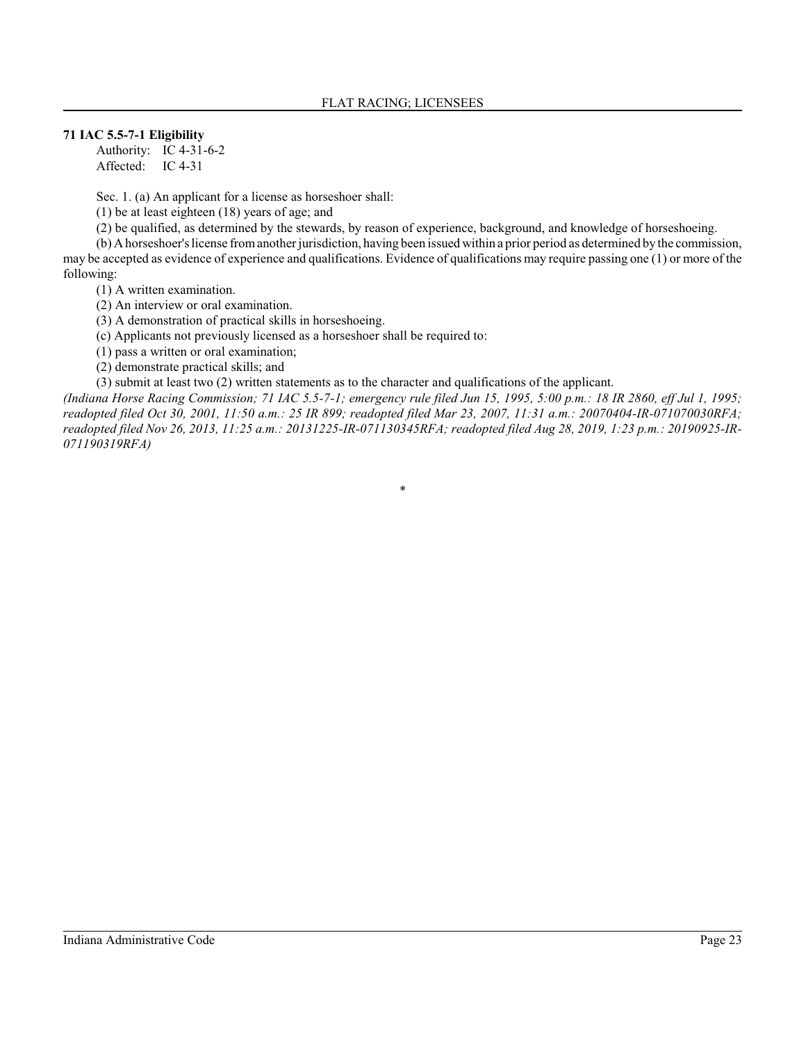**71 IAC 5.5-7-1 Eligibility**

Authority: IC 4-31-6-2
Affected: IC 4-31

Sec. 1. (a) An applicant for a license as horseshoer shall:

(1) be at least eighteen (18) years of age; and

(2) be qualified, as determined by the stewards, by reason of experience, background, and knowledge of horseshoeing.

(b) A horseshoer's license from another jurisdiction, having been issued within a prior period as determined by the commission, may be accepted as evidence of experience and qualifications. Evidence of qualifications may require passing one (1) or more of the following:

(1) A written examination.

(2) An interview or oral examination.

(3) A demonstration of practical skills in horseshoeing.

(c) Applicants not previously licensed as a horseshoer shall be required to:

(1) pass a written or oral examination;

(2) demonstrate practical skills; and

(3) submit at least two (2) written statements as to the character and qualifications of the applicant.

*(Indiana Horse Racing Commission; 71 IAC 5.5-7-1; emergency rule filed Jun 15, 1995, 5:00 p.m.: 18 IR 2860, eff Jul 1, 1995; readopted filed Oct 30, 2001, 11:50 a.m.: 25 IR 899; readopted filed Mar 23, 2007, 11:31 a.m.: 20070404-IR-071070030RFA; readopted filed Nov 26, 2013, 11:25 a.m.: 20131225-IR-071130345RFA; readopted filed Aug 28, 2019, 1:23 p.m.: 20190925-IR-071190319RFA)*

*